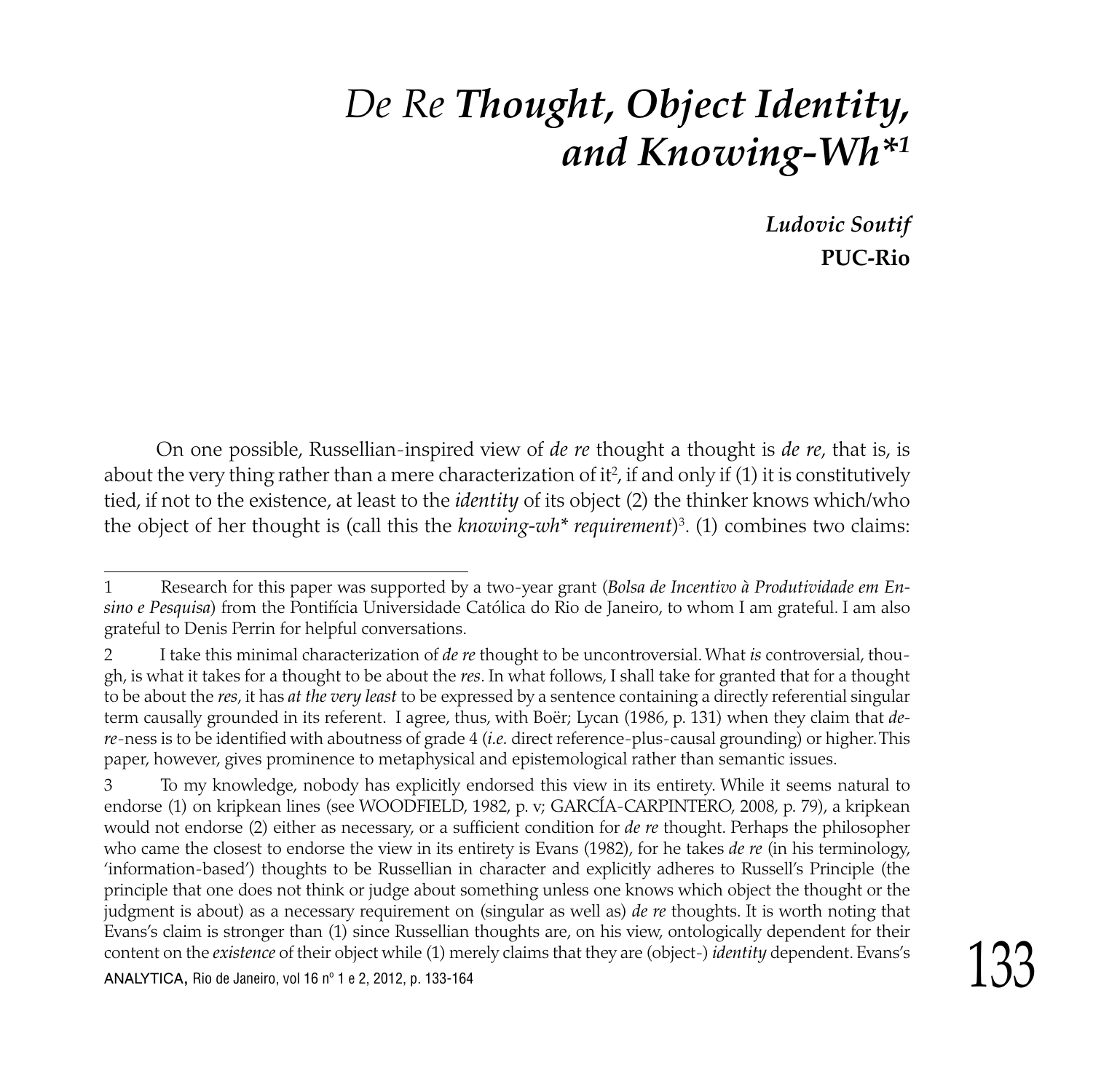# *De Re* Thought, Object Identity, and Knowing-Wh*[1]

***Ludovic Soutif***
**PUC-Rio**

On one possible, Russellian-inspired view of *de re* thought a thought is *de re*, that is, is about the very thing rather than a mere characterization of it[2], if and only if (1) it is constitutively tied, if not to the existence, at least to the *identity* of its object (2) the thinker knows which/who the object of her thought is (call this the *knowing-wh* requirement*)[3]. (1) combines two claims:

---

1 Research for this paper was supported by a two-year grant (*Bolsa de Incentivo à Produtividade em Ensino e Pesquisa*) from the Pontifícia Universidade Católica do Rio de Janeiro, to whom I am grateful. I am also grateful to Denis Perrin for helpful conversations.

2 I take this minimal characterization of *de re* thought to be uncontroversial. What *is* controversial, though, is what it takes for a thought to be about the *res*. In what follows, I shall take for granted that for a thought to be about the *res*, it has *at the very least* to be expressed by a sentence containing a directly referential singular term causally grounded in its referent. I agree, thus, with Boër; Lycan (1986, p. 131) when they claim that *de-re*-ness is to be identified with aboutness of grade 4 (*i.e.* direct reference-plus-causal grounding) or higher. This paper, however, gives prominence to metaphysical and epistemological rather than semantic issues.

3 To my knowledge, nobody has explicitly endorsed this view in its entirety. While it seems natural to endorse (1) on kripkean lines (see WOODFIELD, 1982, p. v; GARCÍA-CARPINTERO, 2008, p. 79), a kripkean would not endorse (2) either as necessary, or a sufficient condition for *de re* thought. Perhaps the philosopher who came the closest to endorse the view in its entirety is Evans (1982), for he takes *de re* (in his terminology, 'information-based') thoughts to be Russellian in character and explicitly adheres to Russell's Principle (the principle that one does not think or judge about something unless one knows which object the thought or the judgment is about) as a necessary requirement on (singular as well as) *de re* thoughts. It is worth noting that Evans's claim is stronger than (1) since Russellian thoughts are, on his view, ontologically dependent for their content on the *existence* of their object while (1) merely claims that they are (object-) *identity* dependent. Evans's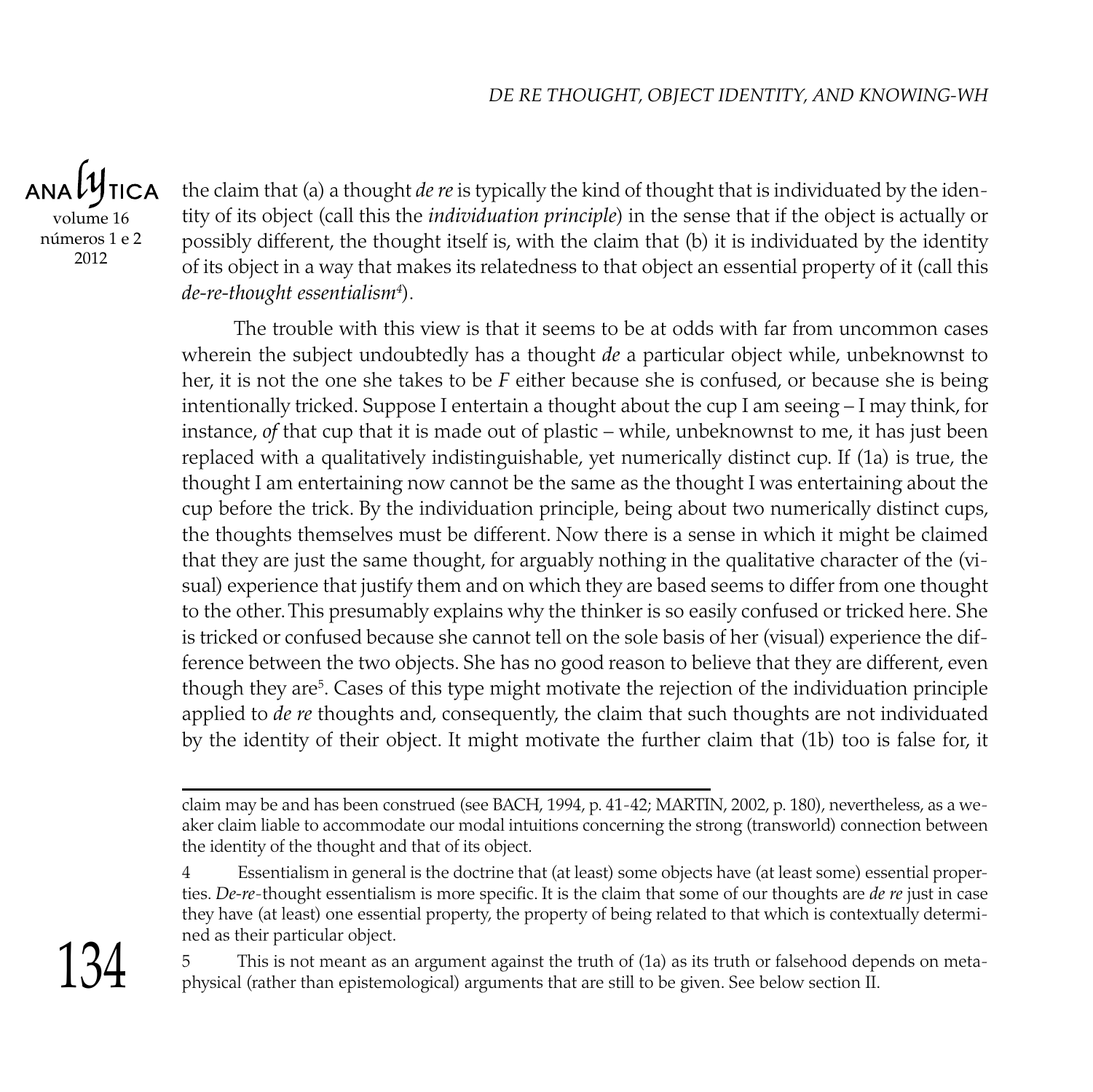the claim that (a) a thought *de re* is typically the kind of thought that is individuated by the identity of its object (call this the *individuation principle*) in the sense that if the object is actually or possibly different, the thought itself is, with the claim that (b) it is individuated by the identity of its object in a way that makes its relatedness to that object an essential property of it (call this *de-re-thought essentialism*[4]).

The trouble with this view is that it seems to be at odds with far from uncommon cases wherein the subject undoubtedly has a thought *de* a particular object while, unbeknownst to her, it is not the one she takes to be *F* either because she is confused, or because she is being intentionally tricked. Suppose I entertain a thought about the cup I am seeing – I may think, for instance, *of* that cup that it is made out of plastic – while, unbeknownst to me, it has just been replaced with a qualitatively indistinguishable, yet numerically distinct cup. If (1a) is true, the thought I am entertaining now cannot be the same as the thought I was entertaining about the cup before the trick. By the individuation principle, being about two numerically distinct cups, the thoughts themselves must be different. Now there is a sense in which it might be claimed that they are just the same thought, for arguably nothing in the qualitative character of the (visual) experience that justify them and on which they are based seems to differ from one thought to the other. This presumably explains why the thinker is so easily confused or tricked here. She is tricked or confused because she cannot tell on the sole basis of her (visual) experience the difference between the two objects. She has no good reason to believe that they are different, even though they are[5]. Cases of this type might motivate the rejection of the individuation principle applied to *de re* thoughts and, consequently, the claim that such thoughts are not individuated by the identity of their object. It might motivate the further claim that (1b) too is false for, it

---

claim may be and has been construed (see BACH, 1994, p. 41-42; MARTIN, 2002, p. 180), nevertheless, as a weaker claim liable to accommodate our modal intuitions concerning the strong (transworld) connection between the identity of the thought and that of its object.

4 Essentialism in general is the doctrine that (at least) some objects have (at least some) essential properties. *De-re*-thought essentialism is more specific. It is the claim that some of our thoughts are *de re* just in case they have (at least) one essential property, the property of being related to that which is contextually determined as their particular object.

5 This is not meant as an argument against the truth of (1a) as its truth or falsehood depends on metaphysical (rather than epistemological) arguments that are still to be given. See below section II.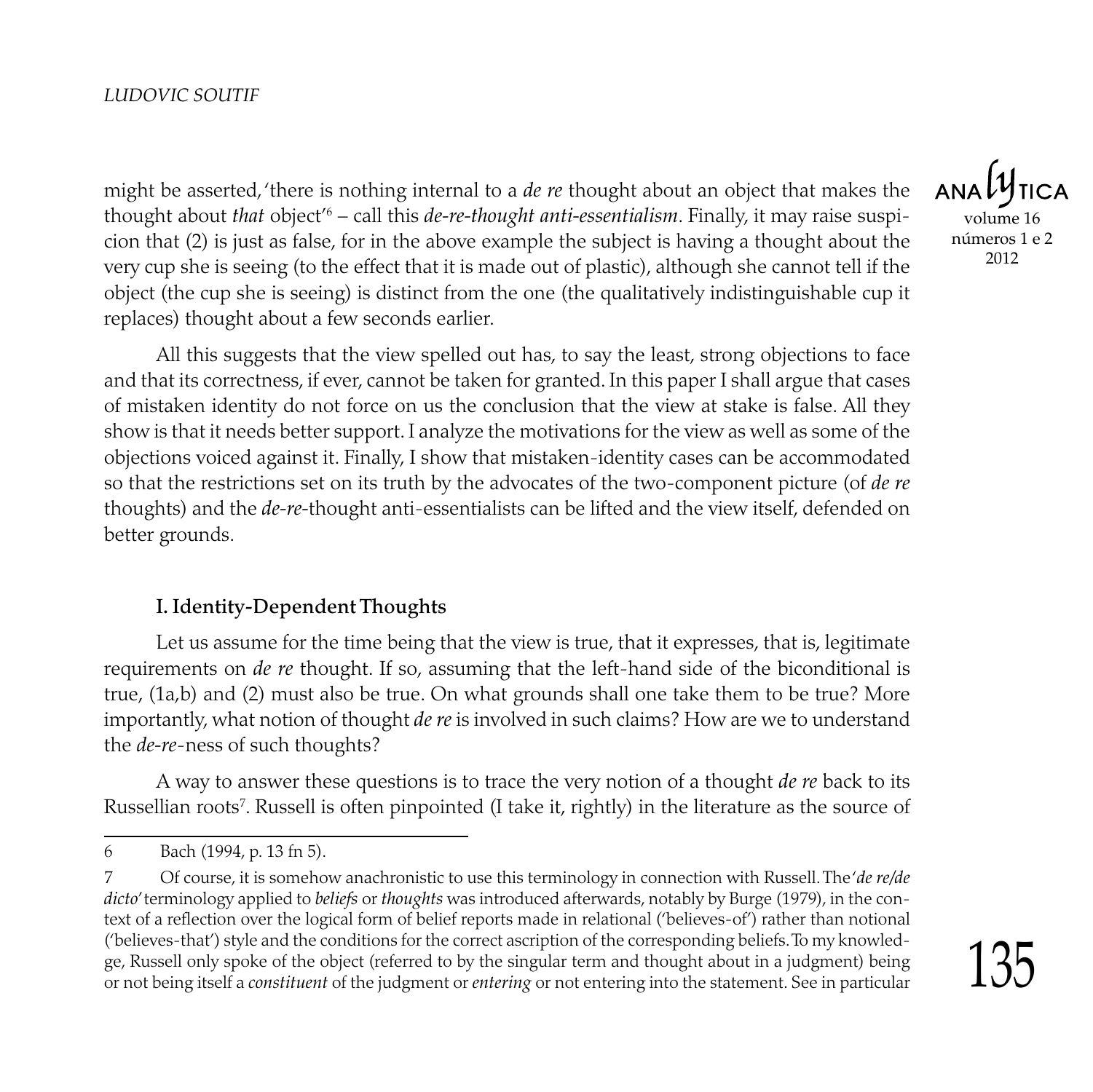might be asserted, 'there is nothing internal to a *de re* thought about an object that makes the thought about *that* object'[6] – call this *de-re-thought anti-essentialism*. Finally, it may raise suspicion that (2) is just as false, for in the above example the subject is having a thought about the very cup she is seeing (to the effect that it is made out of plastic), although she cannot tell if the object (the cup she is seeing) is distinct from the one (the qualitatively indistinguishable cup it replaces) thought about a few seconds earlier.

All this suggests that the view spelled out has, to say the least, strong objections to face and that its correctness, if ever, cannot be taken for granted. In this paper I shall argue that cases of mistaken identity do not force on us the conclusion that the view at stake is false. All they show is that it needs better support. I analyze the motivations for the view as well as some of the objections voiced against it. Finally, I show that mistaken-identity cases can be accommodated so that the restrictions set on its truth by the advocates of the two-component picture (of *de re* thoughts) and the *de-re*-thought anti-essentialists can be lifted and the view itself, defended on better grounds.

### I. Identity-Dependent Thoughts

Let us assume for the time being that the view is true, that it expresses, that is, legitimate requirements on *de re* thought. If so, assuming that the left-hand side of the biconditional is true, (1a,b) and (2) must also be true. On what grounds shall one take them to be true? More importantly, what notion of thought *de re* is involved in such claims? How are we to understand the *de-re*-ness of such thoughts?

A way to answer these questions is to trace the very notion of a thought *de re* back to its Russellian roots[7]. Russell is often pinpointed (I take it, rightly) in the literature as the source of

---

6 Bach (1994, p. 13 fn 5).

7 Of course, it is somehow anachronistic to use this terminology in connection with Russell. The '*de re/de dicto*' terminology applied to *beliefs* or *thoughts* was introduced afterwards, notably by Burge (1979), in the context of a reflection over the logical form of belief reports made in relational ('believes-of') rather than notional ('believes-that') style and the conditions for the correct ascription of the corresponding beliefs. To my knowledge, Russell only spoke of the object (referred to by the singular term and thought about in a judgment) being or not being itself a *constituent* of the judgment or *entering* or not entering into the statement. See in particular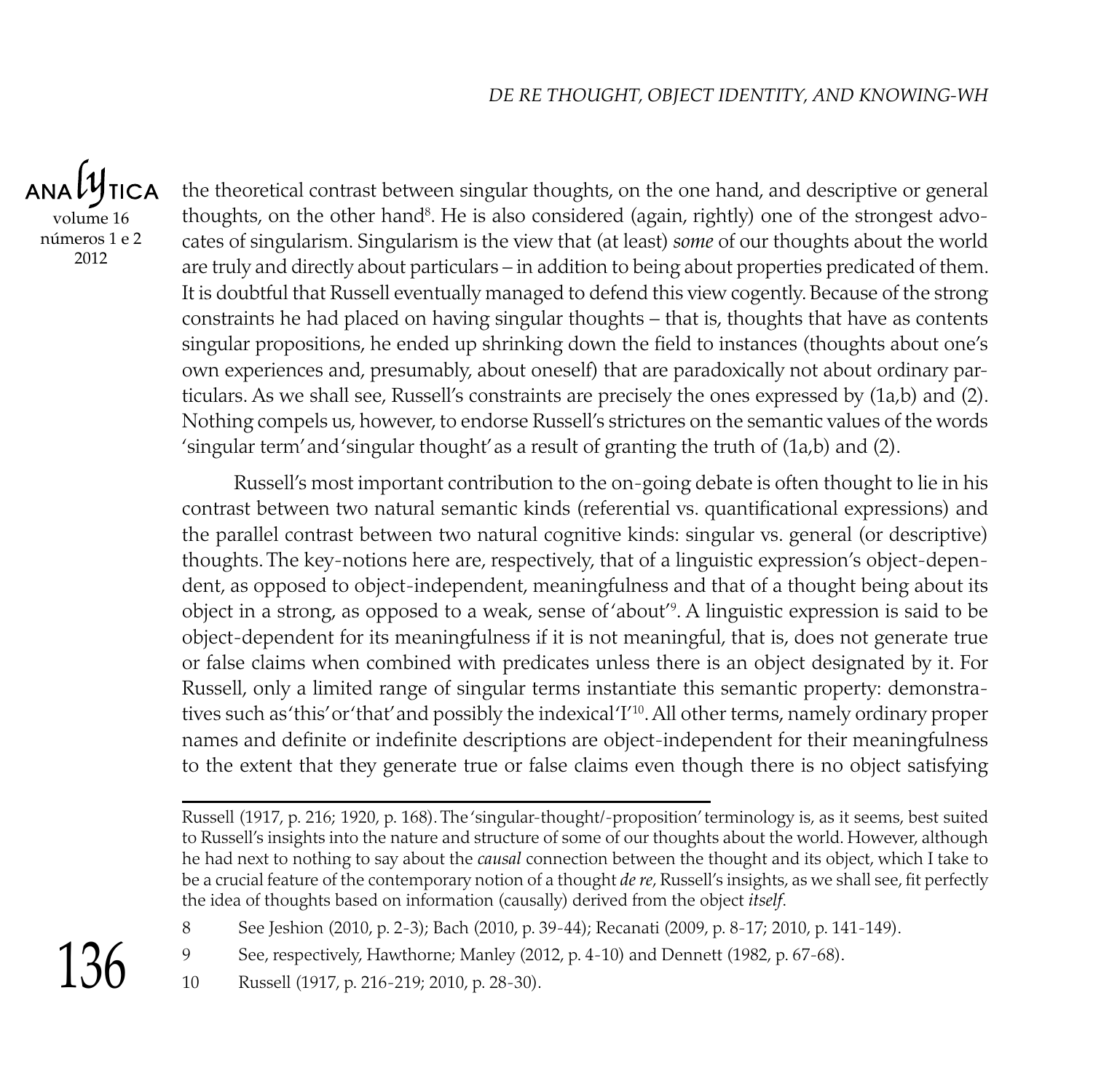the theoretical contrast between singular thoughts, on the one hand, and descriptive or general thoughts, on the other hand[8]. He is also considered (again, rightly) one of the strongest advocates of singularism. Singularism is the view that (at least) *some* of our thoughts about the world are truly and directly about particulars – in addition to being about properties predicated of them. It is doubtful that Russell eventually managed to defend this view cogently. Because of the strong constraints he had placed on having singular thoughts – that is, thoughts that have as contents singular propositions, he ended up shrinking down the field to instances (thoughts about one's own experiences and, presumably, about oneself) that are paradoxically not about ordinary particulars. As we shall see, Russell's constraints are precisely the ones expressed by (1a,b) and (2). Nothing compels us, however, to endorse Russell's strictures on the semantic values of the words 'singular term' and 'singular thought' as a result of granting the truth of (1a,b) and (2).

Russell's most important contribution to the on-going debate is often thought to lie in his contrast between two natural semantic kinds (referential vs. quantificational expressions) and the parallel contrast between two natural cognitive kinds: singular vs. general (or descriptive) thoughts. The key-notions here are, respectively, that of a linguistic expression's object-dependent, as opposed to object-independent, meaningfulness and that of a thought being about its object in a strong, as opposed to a weak, sense of 'about'[9]. A linguistic expression is said to be object-dependent for its meaningfulness if it is not meaningful, that is, does not generate true or false claims when combined with predicates unless there is an object designated by it. For Russell, only a limited range of singular terms instantiate this semantic property: demonstratives such as 'this' or 'that' and possibly the indexical 'I'[10]. All other terms, namely ordinary proper names and definite or indefinite descriptions are object-independent for their meaningfulness to the extent that they generate true or false claims even though there is no object satisfying

---

Russell (1917, p. 216; 1920, p. 168). The 'singular-thought/-proposition' terminology is, as it seems, best suited to Russell's insights into the nature and structure of some of our thoughts about the world. However, although he had next to nothing to say about the *causal* connection between the thought and its object, which I take to be a crucial feature of the contemporary notion of a thought *de re*, Russell's insights, as we shall see, fit perfectly the idea of thoughts based on information (causally) derived from the object *itself*.

8 See Jeshion (2010, p. 2-3); Bach (2010, p. 39-44); Recanati (2009, p. 8-17; 2010, p. 141-149).

9 See, respectively, Hawthorne; Manley (2012, p. 4-10) and Dennett (1982, p. 67-68).

10 Russell (1917, p. 216-219; 2010, p. 28-30).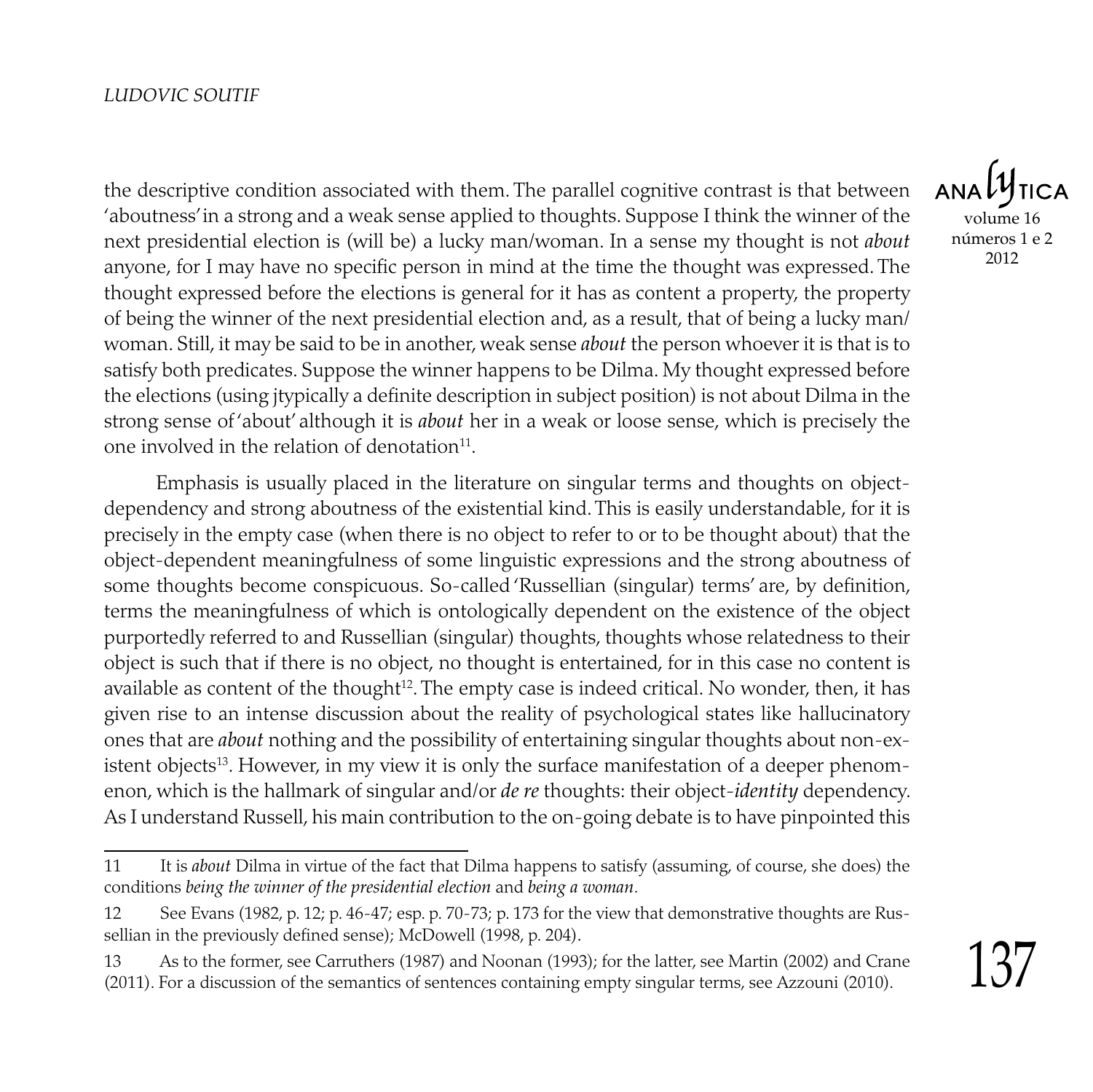the descriptive condition associated with them. The parallel cognitive contrast is that between 'aboutness' in a strong and a weak sense applied to thoughts. Suppose I think the winner of the next presidential election is (will be) a lucky man/woman. In a sense my thought is not *about* anyone, for I may have no specific person in mind at the time the thought was expressed. The thought expressed before the elections is general for it has as content a property, the property of being the winner of the next presidential election and, as a result, that of being a lucky man/woman. Still, it may be said to be in another, weak sense *about* the person whoever it is that is to satisfy both predicates. Suppose the winner happens to be Dilma. My thought expressed before the elections (using jtypically a definite description in subject position) is not about Dilma in the strong sense of 'about' although it is *about* her in a weak or loose sense, which is precisely the one involved in the relation of denotation[11].

Emphasis is usually placed in the literature on singular terms and thoughts on object-dependency and strong aboutness of the existential kind. This is easily understandable, for it is precisely in the empty case (when there is no object to refer to or to be thought about) that the object-dependent meaningfulness of some linguistic expressions and the strong aboutness of some thoughts become conspicuous. So-called 'Russellian (singular) terms' are, by definition, terms the meaningfulness of which is ontologically dependent on the existence of the object purportedly referred to and Russellian (singular) thoughts, thoughts whose relatedness to their object is such that if there is no object, no thought is entertained, for in this case no content is available as content of the thought[12]. The empty case is indeed critical. No wonder, then, it has given rise to an intense discussion about the reality of psychological states like hallucinatory ones that are *about* nothing and the possibility of entertaining singular thoughts about non-existent objects[13]. However, in my view it is only the surface manifestation of a deeper phenomenon, which is the hallmark of singular and/or *de re* thoughts: their object-*identity* dependency. As I understand Russell, his main contribution to the on-going debate is to have pinpointed this

---

11 It is *about* Dilma in virtue of the fact that Dilma happens to satisfy (assuming, of course, she does) the conditions *being the winner of the presidential election* and *being a woman*.

12 See Evans (1982, p. 12; p. 46-47; esp. p. 70-73; p. 173 for the view that demonstrative thoughts are Russellian in the previously defined sense); McDowell (1998, p. 204).

13 As to the former, see Carruthers (1987) and Noonan (1993); for the latter, see Martin (2002) and Crane (2011). For a discussion of the semantics of sentences containing empty singular terms, see Azzouni (2010).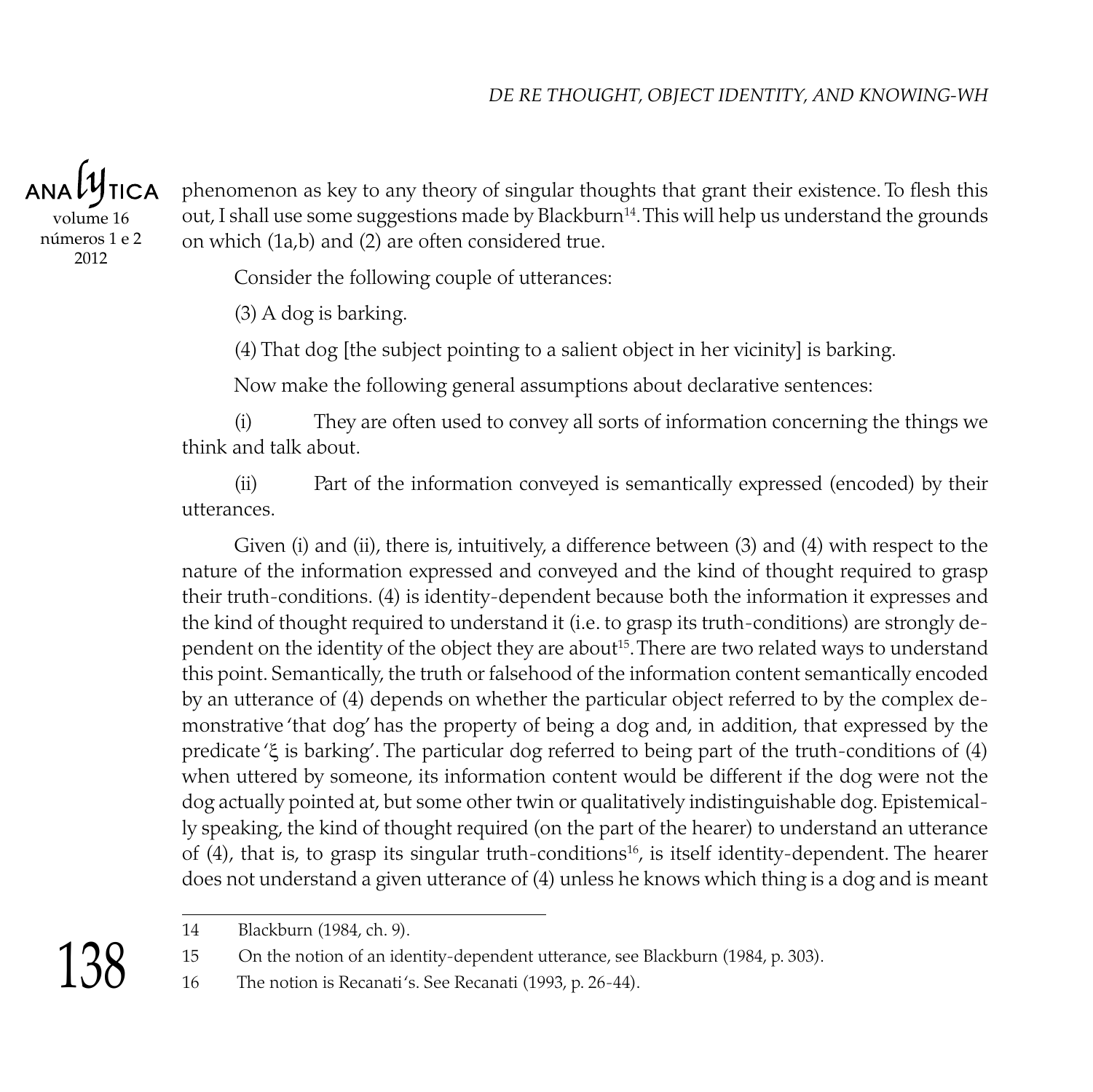phenomenon as key to any theory of singular thoughts that grant their existence. To flesh this out, I shall use some suggestions made by Blackburn[14]. This will help us understand the grounds on which (1a,b) and (2) are often considered true.

Consider the following couple of utterances:

(3) A dog is barking.

(4) That dog [the subject pointing to a salient object in her vicinity] is barking.

Now make the following general assumptions about declarative sentences:

(i) They are often used to convey all sorts of information concerning the things we think and talk about.

(ii) Part of the information conveyed is semantically expressed (encoded) by their utterances.

Given (i) and (ii), there is, intuitively, a difference between (3) and (4) with respect to the nature of the information expressed and conveyed and the kind of thought required to grasp their truth-conditions. (4) is identity-dependent because both the information it expresses and the kind of thought required to understand it (i.e. to grasp its truth-conditions) are strongly dependent on the identity of the object they are about[15]. There are two related ways to understand this point. Semantically, the truth or falsehood of the information content semantically encoded by an utterance of (4) depends on whether the particular object referred to by the complex demonstrative 'that dog' has the property of being a dog and, in addition, that expressed by the predicate '$\xi$ is barking'. The particular dog referred to being part of the truth-conditions of (4) when uttered by someone, its information content would be different if the dog were not the dog actually pointed at, but some other twin or qualitatively indistinguishable dog. Epistemically speaking, the kind of thought required (on the part of the hearer) to understand an utterance of (4), that is, to grasp its singular truth-conditions[16], is itself identity-dependent. The hearer does not understand a given utterance of (4) unless he knows which thing is a dog and is meant

14 Blackburn (1984, ch. 9).

15 On the notion of an identity-dependent utterance, see Blackburn (1984, p. 303).

16 The notion is Recanati's. See Recanati (1993, p. 26-44).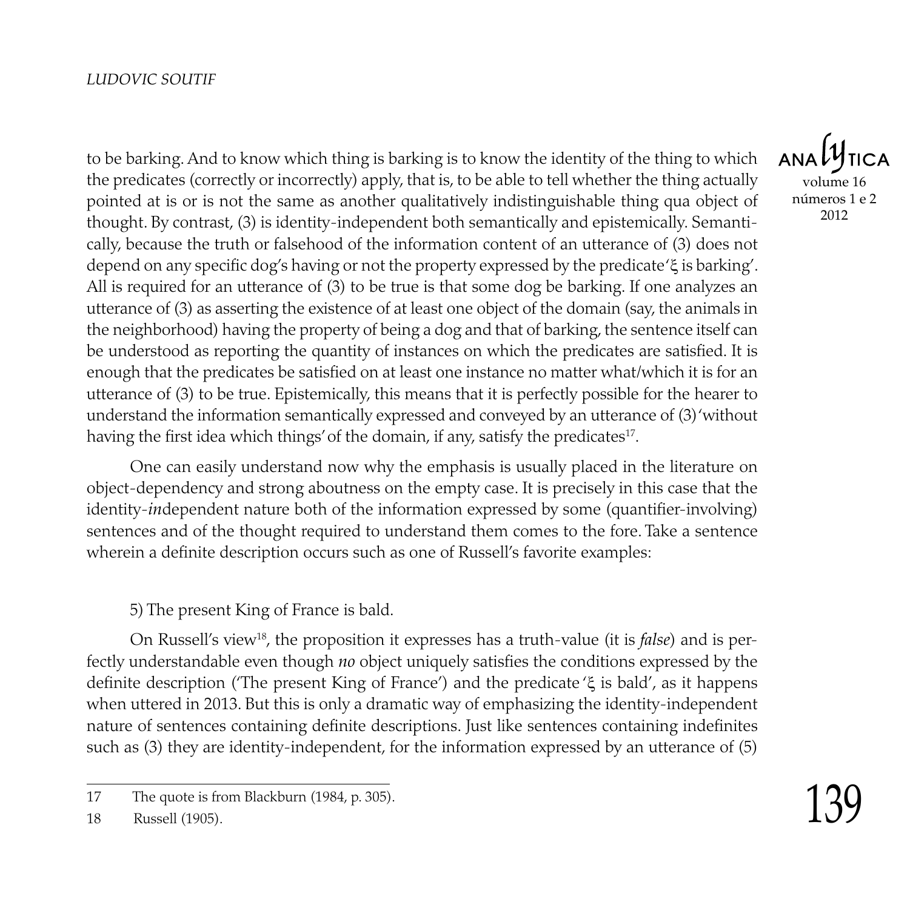to be barking. And to know which thing is barking is to know the identity of the thing to which the predicates (correctly or incorrectly) apply, that is, to be able to tell whether the thing actually pointed at is or is not the same as another qualitatively indistinguishable thing qua object of thought. By contrast, (3) is identity-independent both semantically and epistemically. Semantically, because the truth or falsehood of the information content of an utterance of (3) does not depend on any specific dog's having or not the property expressed by the predicate 'ξ is barking'. All is required for an utterance of (3) to be true is that some dog be barking. If one analyzes an utterance of (3) as asserting the existence of at least one object of the domain (say, the animals in the neighborhood) having the property of being a dog and that of barking, the sentence itself can be understood as reporting the quantity of instances on which the predicates are satisfied. It is enough that the predicates be satisfied on at least one instance no matter what/which it is for an utterance of (3) to be true. Epistemically, this means that it is perfectly possible for the hearer to understand the information semantically expressed and conveyed by an utterance of (3) 'without having the first idea which things' of the domain, if any, satisfy the predicates[17].

One can easily understand now why the emphasis is usually placed in the literature on object-dependency and strong aboutness on the empty case. It is precisely in this case that the identity-*in*dependent nature both of the information expressed by some (quantifier-involving) sentences and of the thought required to understand them comes to the fore. Take a sentence wherein a definite description occurs such as one of Russell's favorite examples:

5) The present King of France is bald.

On Russell's view[18], the proposition it expresses has a truth-value (it is *false*) and is perfectly understandable even though *no* object uniquely satisfies the conditions expressed by the definite description ('The present King of France') and the predicate 'ξ is bald', as it happens when uttered in 2013. But this is only a dramatic way of emphasizing the identity-independent nature of sentences containing definite descriptions. Just like sentences containing indefinites such as (3) they are identity-independent, for the information expressed by an utterance of (5)

---

17 The quote is from Blackburn (1984, p. 305).

18 Russell (1905).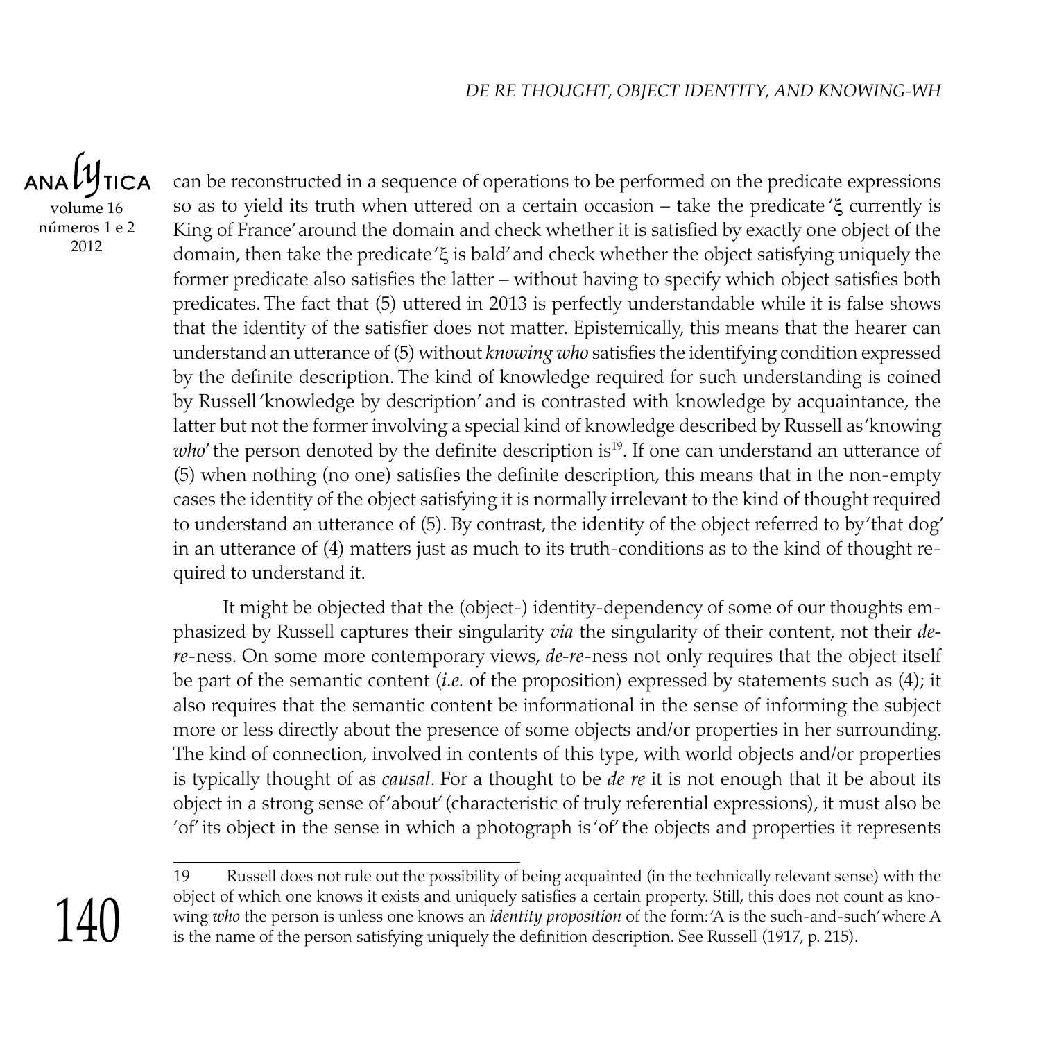can be reconstructed in a sequence of operations to be performed on the predicate expressions so as to yield its truth when uttered on a certain occasion – take the predicate 'ξ currently is King of France' around the domain and check whether it is satisfied by exactly one object of the domain, then take the predicate 'ξ is bald' and check whether the object satisfying uniquely the former predicate also satisfies the latter – without having to specify which object satisfies both predicates. The fact that (5) uttered in 2013 is perfectly understandable while it is false shows that the identity of the satisfier does not matter. Epistemically, this means that the hearer can understand an utterance of (5) without *knowing who* satisfies the identifying condition expressed by the definite description. The kind of knowledge required for such understanding is coined by Russell 'knowledge by description' and is contrasted with knowledge by acquaintance, the latter but not the former involving a special kind of knowledge described by Russell as 'knowing *who*' the person denoted by the definite description is[19]. If one can understand an utterance of (5) when nothing (no one) satisfies the definite description, this means that in the non-empty cases the identity of the object satisfying it is normally irrelevant to the kind of thought required to understand an utterance of (5). By contrast, the identity of the object referred to by 'that dog' in an utterance of (4) matters just as much to its truth-conditions as to the kind of thought required to understand it.

It might be objected that the (object-) identity-dependency of some of our thoughts emphasized by Russell captures their singularity *via* the singularity of their content, not their *de-re*-ness. On some more contemporary views, *de-re*-ness not only requires that the object itself be part of the semantic content (*i.e.* of the proposition) expressed by statements such as (4); it also requires that the semantic content be informational in the sense of informing the subject more or less directly about the presence of some objects and/or properties in her surrounding. The kind of connection, involved in contents of this type, with world objects and/or properties is typically thought of as *causal*. For a thought to be *de re* it is not enough that it be about its object in a strong sense of 'about' (characteristic of truly referential expressions), it must also be 'of' its object in the sense in which a photograph is 'of' the objects and properties it represents

---

19 Russell does not rule out the possibility of being acquainted (in the technically relevant sense) with the object of which one knows it exists and uniquely satisfies a certain property. Still, this does not count as knowing *who* the person is unless one knows an *identity proposition* of the form: 'A is the such-and-such' where A is the name of the person satisfying uniquely the definition description. See Russell (1917, p. 215).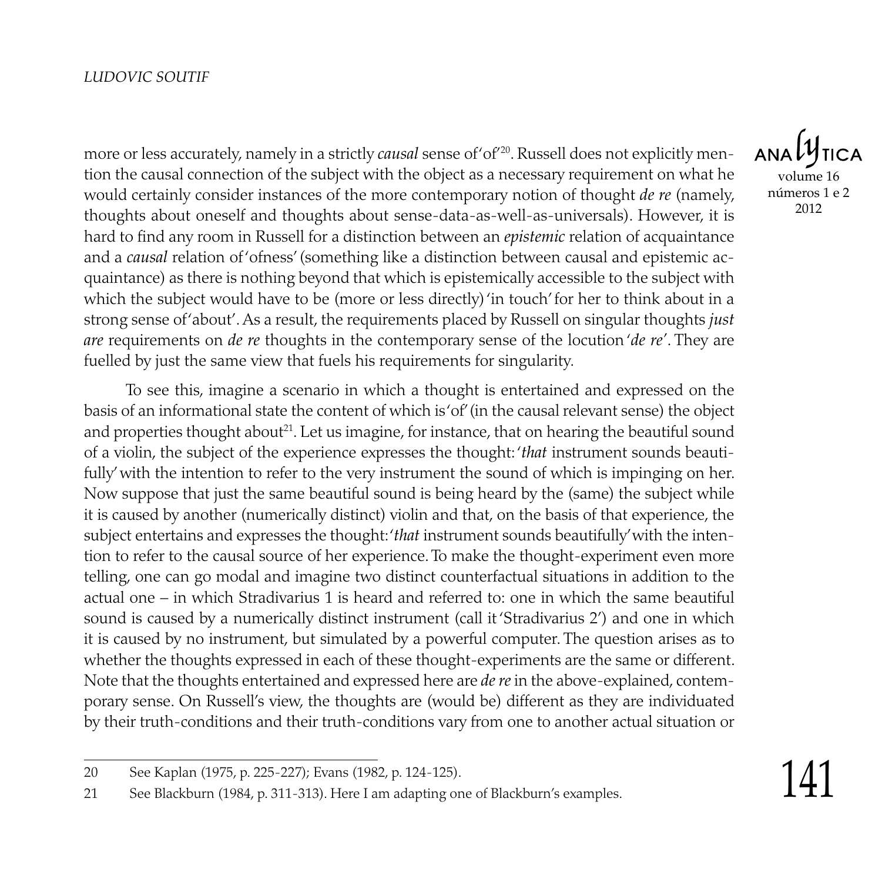more or less accurately, namely in a strictly *causal* sense of 'of'[20]. Russell does not explicitly mention the causal connection of the subject with the object as a necessary requirement on what he would certainly consider instances of the more contemporary notion of thought *de re* (namely, thoughts about oneself and thoughts about sense-data-as-well-as-universals). However, it is hard to find any room in Russell for a distinction between an *epistemic* relation of acquaintance and a *causal* relation of 'ofness' (something like a distinction between causal and epistemic acquaintance) as there is nothing beyond that which is epistemically accessible to the subject with which the subject would have to be (more or less directly) 'in touch' for her to think about in a strong sense of 'about'. As a result, the requirements placed by Russell on singular thoughts *just are* requirements on *de re* thoughts in the contemporary sense of the locution '*de re*'. They are fuelled by just the same view that fuels his requirements for singularity.

To see this, imagine a scenario in which a thought is entertained and expressed on the basis of an informational state the content of which is 'of' (in the causal relevant sense) the object and properties thought about[21]. Let us imagine, for instance, that on hearing the beautiful sound of a violin, the subject of the experience expresses the thought: '*that* instrument sounds beautifully' with the intention to refer to the very instrument the sound of which is impinging on her. Now suppose that just the same beautiful sound is being heard by the (same) the subject while it is caused by another (numerically distinct) violin and that, on the basis of that experience, the subject entertains and expresses the thought: '*that* instrument sounds beautifully' with the intention to refer to the causal source of her experience. To make the thought-experiment even more telling, one can go modal and imagine two distinct counterfactual situations in addition to the actual one – in which Stradivarius 1 is heard and referred to: one in which the same beautiful sound is caused by a numerically distinct instrument (call it 'Stradivarius 2') and one in which it is caused by no instrument, but simulated by a powerful computer. The question arises as to whether the thoughts expressed in each of these thought-experiments are the same or different. Note that the thoughts entertained and expressed here are *de re* in the above-explained, contemporary sense. On Russell's view, the thoughts are (would be) different as they are individuated by their truth-conditions and their truth-conditions vary from one to another actual situation or

---

20 See Kaplan (1975, p. 225-227); Evans (1982, p. 124-125).

21 See Blackburn (1984, p. 311-313). Here I am adapting one of Blackburn's examples.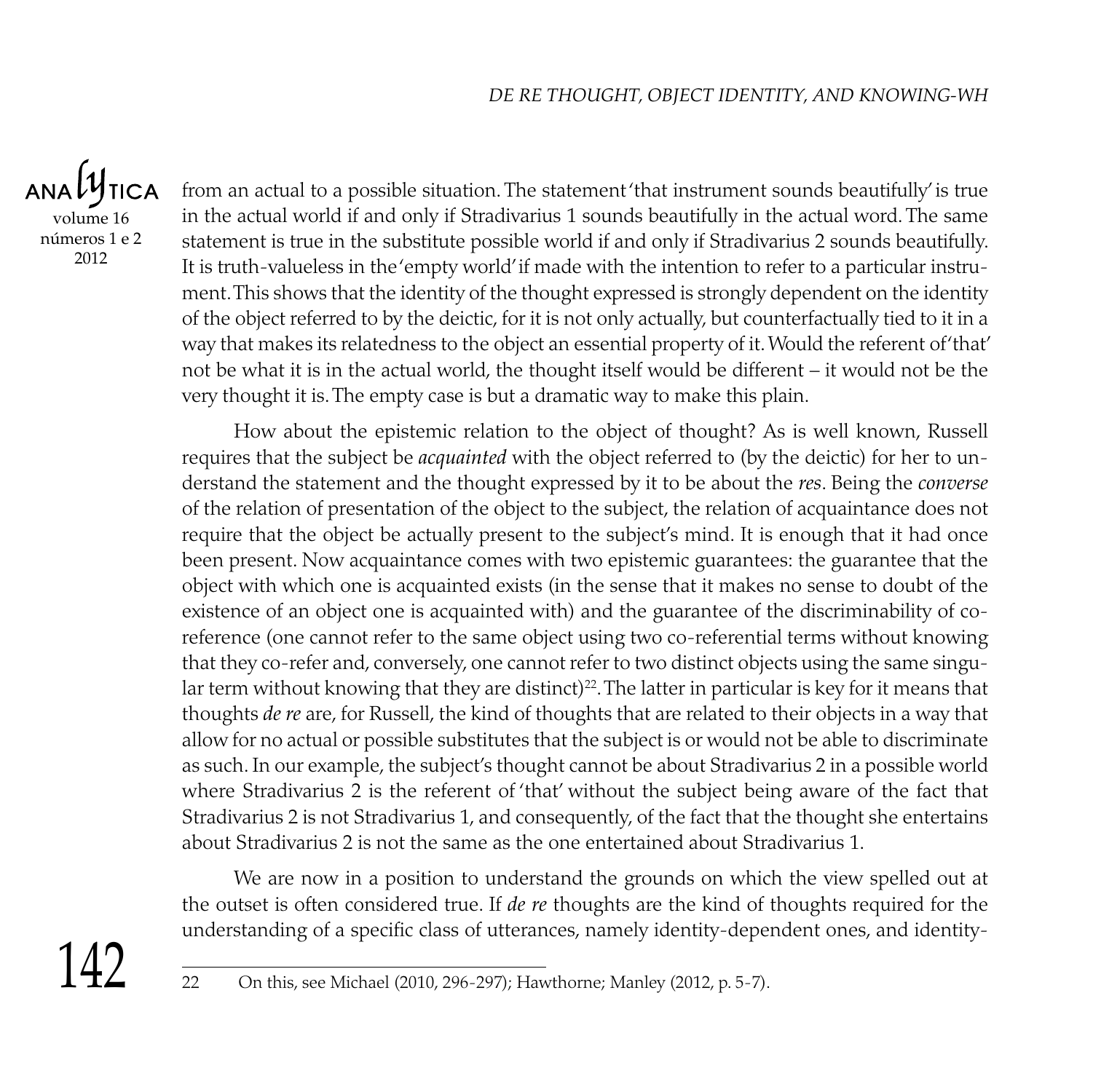from an actual to a possible situation. The statement 'that instrument sounds beautifully' is true in the actual world if and only if Stradivarius 1 sounds beautifully in the actual word. The same statement is true in the substitute possible world if and only if Stradivarius 2 sounds beautifully. It is truth-valueless in the 'empty world' if made with the intention to refer to a particular instrument. This shows that the identity of the thought expressed is strongly dependent on the identity of the object referred to by the deictic, for it is not only actually, but counterfactually tied to it in a way that makes its relatedness to the object an essential property of it. Would the referent of 'that' not be what it is in the actual world, the thought itself would be different – it would not be the very thought it is. The empty case is but a dramatic way to make this plain.

How about the epistemic relation to the object of thought? As is well known, Russell requires that the subject be *acquainted* with the object referred to (by the deictic) for her to understand the statement and the thought expressed by it to be about the *res*. Being the *converse* of the relation of presentation of the object to the subject, the relation of acquaintance does not require that the object be actually present to the subject's mind. It is enough that it had once been present. Now acquaintance comes with two epistemic guarantees: the guarantee that the object with which one is acquainted exists (in the sense that it makes no sense to doubt of the existence of an object one is acquainted with) and the guarantee of the discriminability of co-reference (one cannot refer to the same object using two co-referential terms without knowing that they co-refer and, conversely, one cannot refer to two distinct objects using the same singular term without knowing that they are distinct)[22]. The latter in particular is key for it means that thoughts *de re* are, for Russell, the kind of thoughts that are related to their objects in a way that allow for no actual or possible substitutes that the subject is or would not be able to discriminate as such. In our example, the subject's thought cannot be about Stradivarius 2 in a possible world where Stradivarius 2 is the referent of 'that' without the subject being aware of the fact that Stradivarius 2 is not Stradivarius 1, and consequently, of the fact that the thought she entertains about Stradivarius 2 is not the same as the one entertained about Stradivarius 1.

We are now in a position to understand the grounds on which the view spelled out at the outset is often considered true. If *de re* thoughts are the kind of thoughts required for the understanding of a specific class of utterances, namely identity-dependent ones, and identity-

---

22 On this, see Michael (2010, 296-297); Hawthorne; Manley (2012, p. 5-7).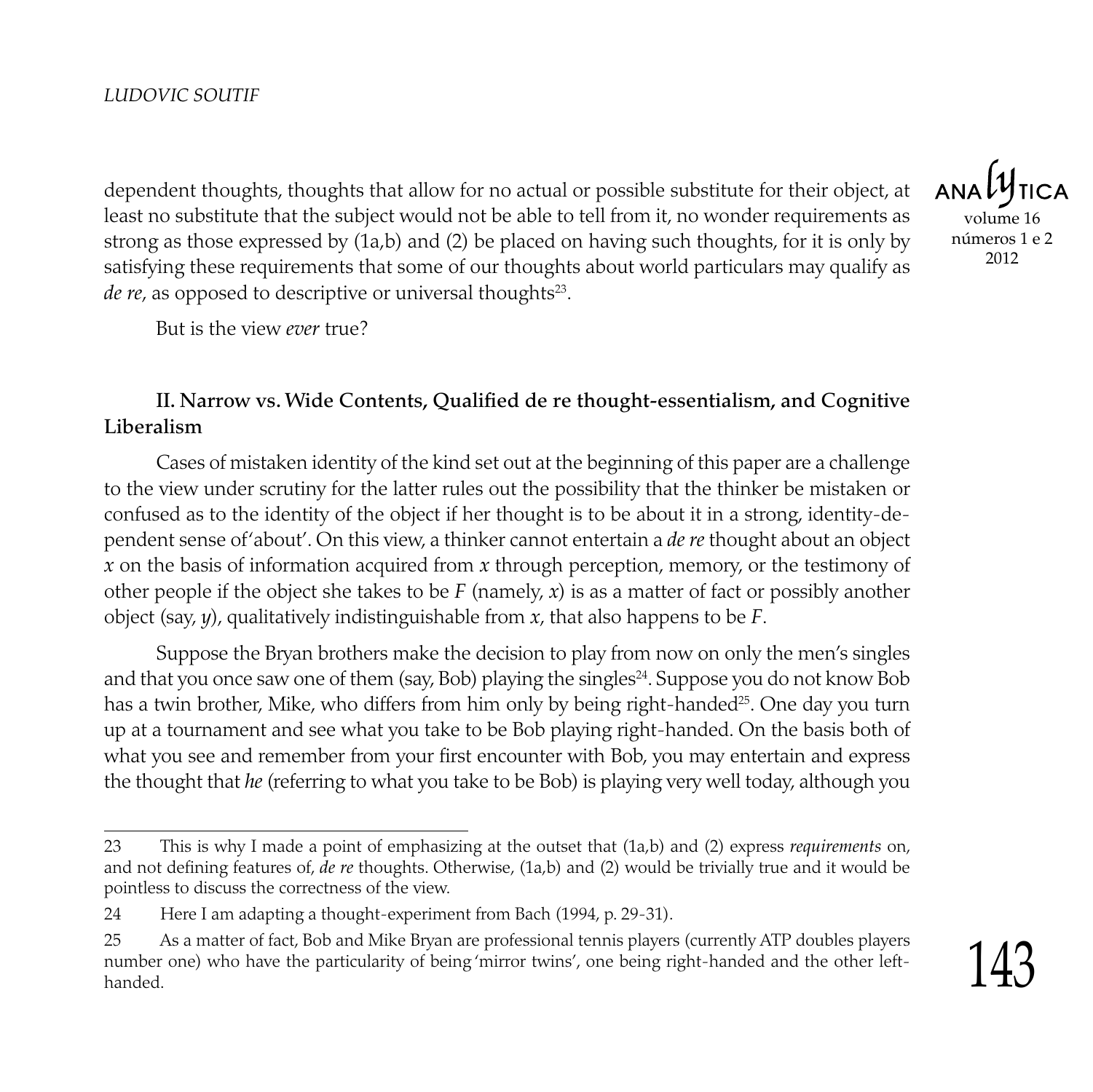dependent thoughts, thoughts that allow for no actual or possible substitute for their object, at least no substitute that the subject would not be able to tell from it, no wonder requirements as strong as those expressed by (1a,b) and (2) be placed on having such thoughts, for it is only by satisfying these requirements that some of our thoughts about world particulars may qualify as *de re*, as opposed to descriptive or universal thoughts[23].

But is the view *ever* true?

### II. Narrow vs. Wide Contents, Qualified de re thought-essentialism, and Cognitive Liberalism

Cases of mistaken identity of the kind set out at the beginning of this paper are a challenge to the view under scrutiny for the latter rules out the possibility that the thinker be mistaken or confused as to the identity of the object if her thought is to be about it in a strong, identity-dependent sense of 'about'. On this view, a thinker cannot entertain a *de re* thought about an object *x* on the basis of information acquired from *x* through perception, memory, or the testimony of other people if the object she takes to be *F* (namely, *x*) is as a matter of fact or possibly another object (say, *y*), qualitatively indistinguishable from *x*, that also happens to be *F*.

Suppose the Bryan brothers make the decision to play from now on only the men's singles and that you once saw one of them (say, Bob) playing the singles[24]. Suppose you do not know Bob has a twin brother, Mike, who differs from him only by being right-handed[25]. One day you turn up at a tournament and see what you take to be Bob playing right-handed. On the basis both of what you see and remember from your first encounter with Bob, you may entertain and express the thought that *he* (referring to what you take to be Bob) is playing very well today, although you

---

23 This is why I made a point of emphasizing at the outset that (1a,b) and (2) express *requirements* on, and not defining features of, *de re* thoughts. Otherwise, (1a,b) and (2) would be trivially true and it would be pointless to discuss the correctness of the view.

24 Here I am adapting a thought-experiment from Bach (1994, p. 29-31).

25 As a matter of fact, Bob and Mike Bryan are professional tennis players (currently ATP doubles players number one) who have the particularity of being 'mirror twins', one being right-handed and the other left-handed.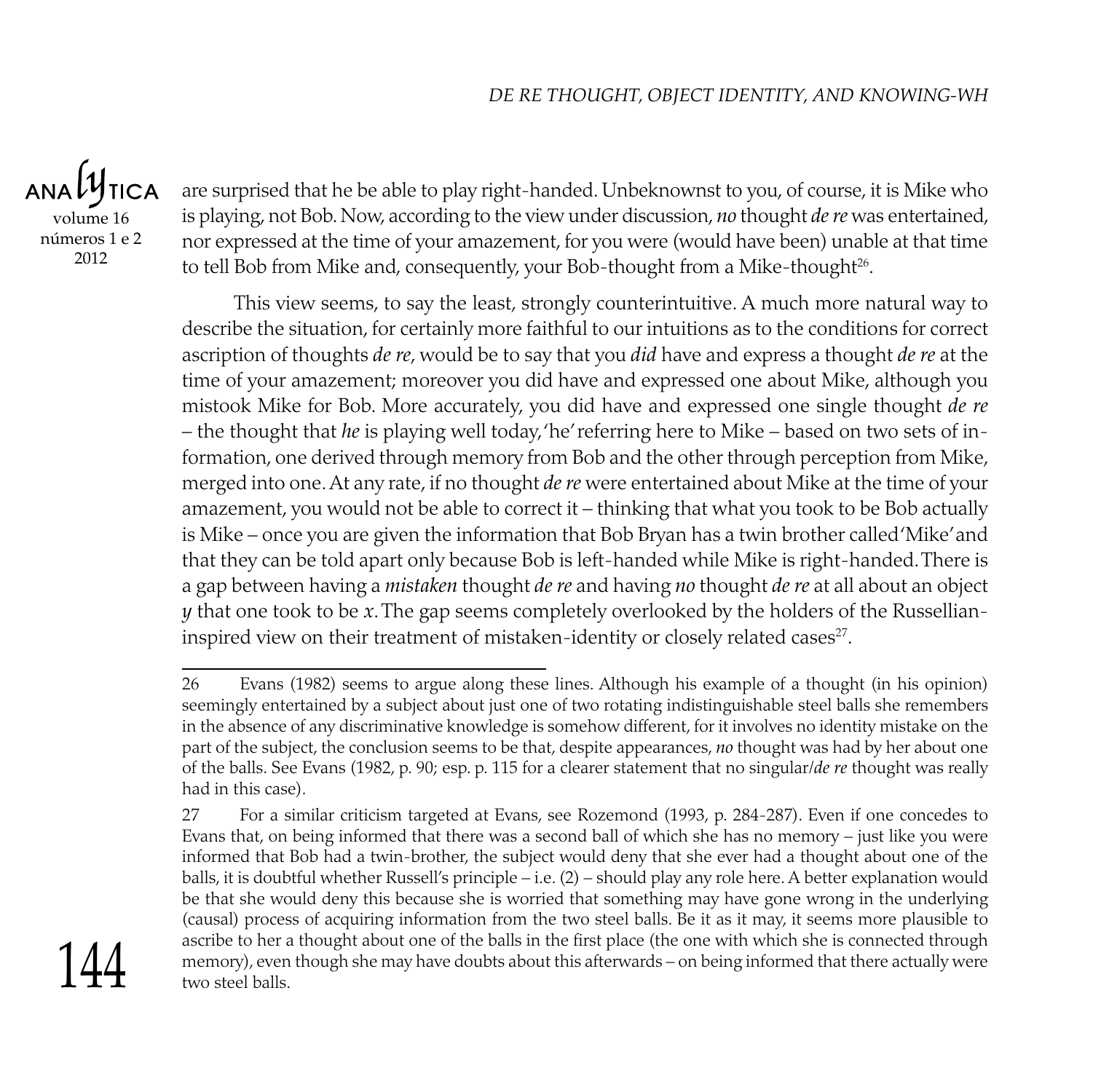are surprised that he be able to play right-handed. Unbeknownst to you, of course, it is Mike who is playing, not Bob. Now, according to the view under discussion, *no* thought *de re* was entertained, nor expressed at the time of your amazement, for you were (would have been) unable at that time to tell Bob from Mike and, consequently, your Bob-thought from a Mike-thought[26].

This view seems, to say the least, strongly counterintuitive. A much more natural way to describe the situation, for certainly more faithful to our intuitions as to the conditions for correct ascription of thoughts *de re*, would be to say that you *did* have and express a thought *de re* at the time of your amazement; moreover you did have and expressed one about Mike, although you mistook Mike for Bob. More accurately, you did have and expressed one single thought *de re* – the thought that *he* is playing well today, 'he' referring here to Mike – based on two sets of information, one derived through memory from Bob and the other through perception from Mike, merged into one. At any rate, if no thought *de re* were entertained about Mike at the time of your amazement, you would not be able to correct it – thinking that what you took to be Bob actually is Mike – once you are given the information that Bob Bryan has a twin brother called 'Mike' and that they can be told apart only because Bob is left-handed while Mike is right-handed. There is a gap between having a *mistaken* thought *de re* and having *no* thought *de re* at all about an object $y$ that one took to be $x$. The gap seems completely overlooked by the holders of the Russellian-inspired view on their treatment of mistaken-identity or closely related cases[27].

---

26 Evans (1982) seems to argue along these lines. Although his example of a thought (in his opinion) seemingly entertained by a subject about just one of two rotating indistinguishable steel balls she remembers in the absence of any discriminative knowledge is somehow different, for it involves no identity mistake on the part of the subject, the conclusion seems to be that, despite appearances, *no* thought was had by her about one of the balls. See Evans (1982, p. 90; esp. p. 115 for a clearer statement that no singular/*de re* thought was really had in this case).

27 For a similar criticism targeted at Evans, see Rozemond (1993, p. 284-287). Even if one concedes to Evans that, on being informed that there was a second ball of which she has no memory – just like you were informed that Bob had a twin-brother, the subject would deny that she ever had a thought about one of the balls, it is doubtful whether Russell's principle – i.e. (2) – should play any role here. A better explanation would be that she would deny this because she is worried that something may have gone wrong in the underlying (causal) process of acquiring information from the two steel balls. Be it as it may, it seems more plausible to ascribe to her a thought about one of the balls in the first place (the one with which she is connected through memory), even though she may have doubts about this afterwards – on being informed that there actually were two steel balls.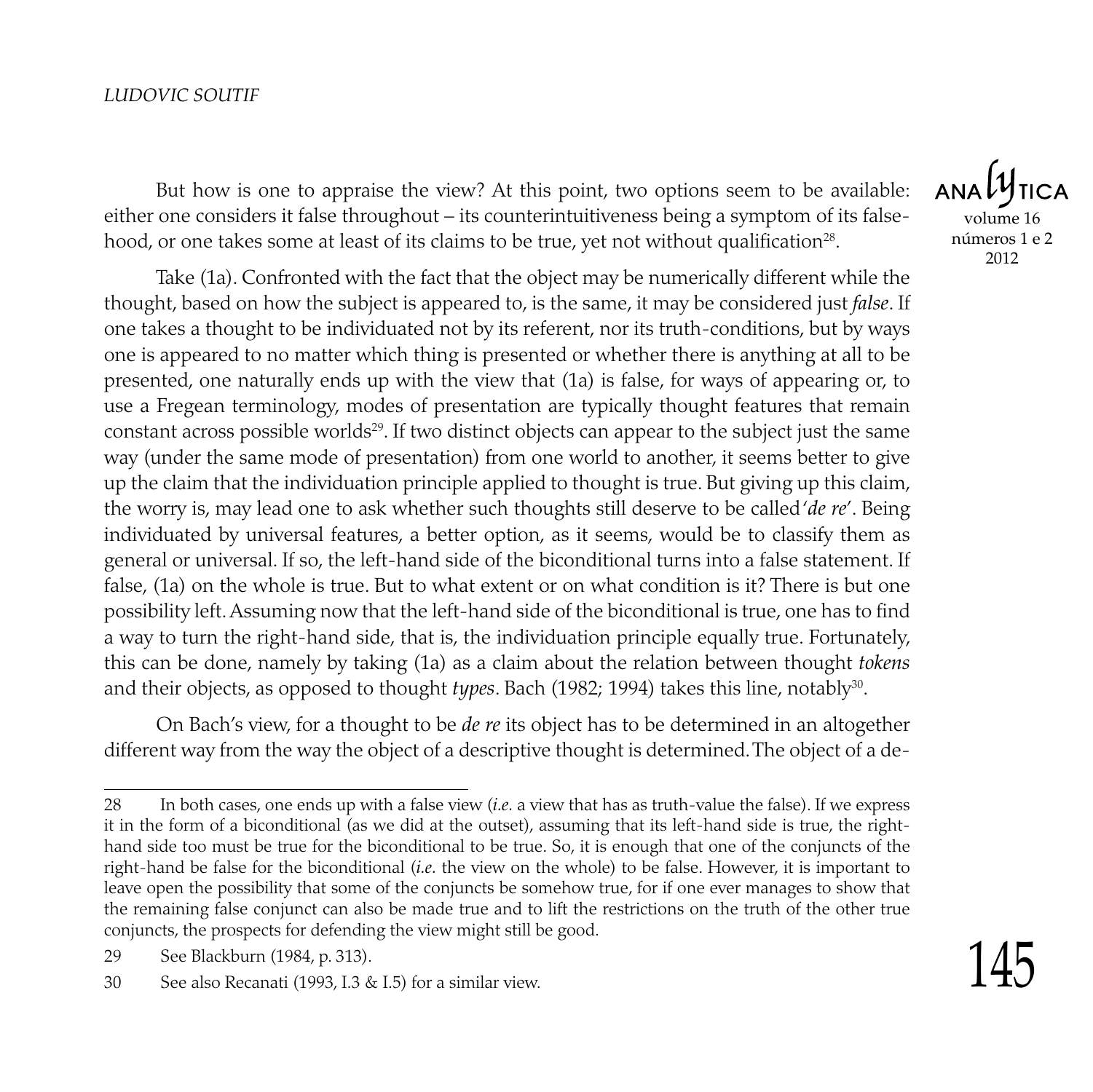But how is one to appraise the view? At this point, two options seem to be available: either one considers it false throughout – its counterintuitiveness being a symptom of its falsehood, or one takes some at least of its claims to be true, yet not without qualification[28].

Take (1a). Confronted with the fact that the object may be numerically different while the thought, based on how the subject is appeared to, is the same, it may be considered just *false*. If one takes a thought to be individuated not by its referent, nor its truth-conditions, but by ways one is appeared to no matter which thing is presented or whether there is anything at all to be presented, one naturally ends up with the view that (1a) is false, for ways of appearing or, to use a Fregean terminology, modes of presentation are typically thought features that remain constant across possible worlds[29]. If two distinct objects can appear to the subject just the same way (under the same mode of presentation) from one world to another, it seems better to give up the claim that the individuation principle applied to thought is true. But giving up this claim, the worry is, may lead one to ask whether such thoughts still deserve to be called '*de re*'. Being individuated by universal features, a better option, as it seems, would be to classify them as general or universal. If so, the left-hand side of the biconditional turns into a false statement. If false, (1a) on the whole is true. But to what extent or on what condition is it? There is but one possibility left. Assuming now that the left-hand side of the biconditional is true, one has to find a way to turn the right-hand side, that is, the individuation principle equally true. Fortunately, this can be done, namely by taking (1a) as a claim about the relation between thought *tokens* and their objects, as opposed to thought *types*. Bach (1982; 1994) takes this line, notably[30].

On Bach's view, for a thought to be *de re* its object has to be determined in an altogether different way from the way the object of a descriptive thought is determined. The object of a de-

---

28 In both cases, one ends up with a false view (*i.e.* a view that has as truth-value the false). If we express it in the form of a biconditional (as we did at the outset), assuming that its left-hand side is true, the right-hand side too must be true for the biconditional to be true. So, it is enough that one of the conjuncts of the right-hand be false for the biconditional (*i.e.* the view on the whole) to be false. However, it is important to leave open the possibility that some of the conjuncts be somehow true, for if one ever manages to show that the remaining false conjunct can also be made true and to lift the restrictions on the truth of the other true conjuncts, the prospects for defending the view might still be good.

29 See Blackburn (1984, p. 313).

30 See also Recanati (1993, I.3 & I.5) for a similar view.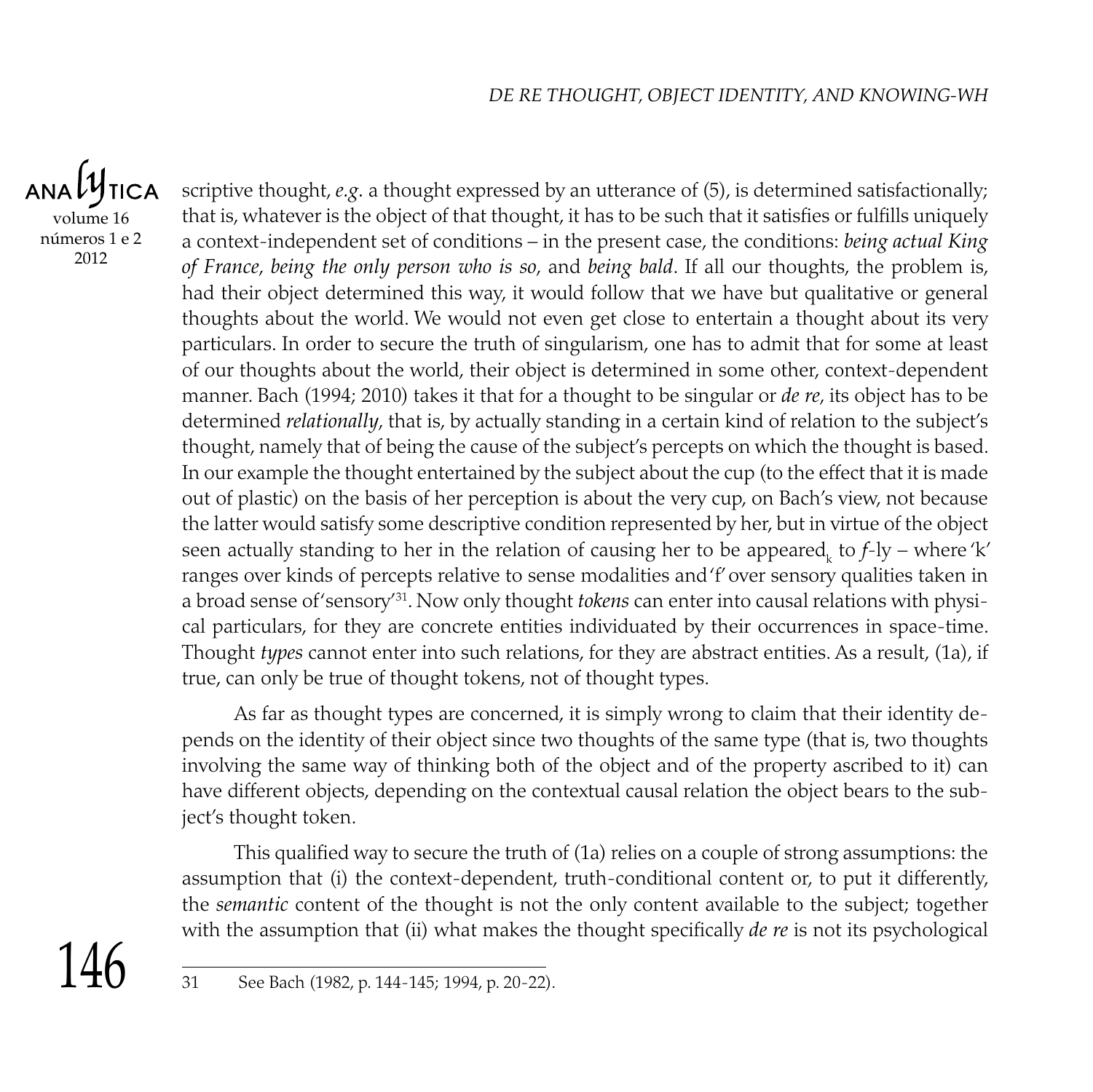scriptive thought, *e.g.* a thought expressed by an utterance of (5), is determined satisfactionally; that is, whatever is the object of that thought, it has to be such that it satisfies or fulfills uniquely a context-independent set of conditions – in the present case, the conditions: *being actual King of France*, *being the only person who is so*, and *being bald*. If all our thoughts, the problem is, had their object determined this way, it would follow that we have but qualitative or general thoughts about the world. We would not even get close to entertain a thought about its very particulars. In order to secure the truth of singularism, one has to admit that for some at least of our thoughts about the world, their object is determined in some other, context-dependent manner. Bach (1994; 2010) takes it that for a thought to be singular or *de re*, its object has to be determined *relationally*, that is, by actually standing in a certain kind of relation to the subject's thought, namely that of being the cause of the subject's percepts on which the thought is based. In our example the thought entertained by the subject about the cup (to the effect that it is made out of plastic) on the basis of her perception is about the very cup, on Bach's view, not because the latter would satisfy some descriptive condition represented by her, but in virtue of the object seen actually standing to her in the relation of causing her to be appeared$_k$ to *f*-ly – where 'k' ranges over kinds of percepts relative to sense modalities and 'f' over sensory qualities taken in a broad sense of 'sensory'[31]. Now only thought *tokens* can enter into causal relations with physical particulars, for they are concrete entities individuated by their occurrences in space-time. Thought *types* cannot enter into such relations, for they are abstract entities. As a result, (1a), if true, can only be true of thought tokens, not of thought types.

As far as thought types are concerned, it is simply wrong to claim that their identity depends on the identity of their object since two thoughts of the same type (that is, two thoughts involving the same way of thinking both of the object and of the property ascribed to it) can have different objects, depending on the contextual causal relation the object bears to the subject's thought token.

This qualified way to secure the truth of (1a) relies on a couple of strong assumptions: the assumption that (i) the context-dependent, truth-conditional content or, to put it differently, the *semantic* content of the thought is not the only content available to the subject; together with the assumption that (ii) what makes the thought specifically *de re* is not its psychological

31 See Bach (1982, p. 144-145; 1994, p. 20-22).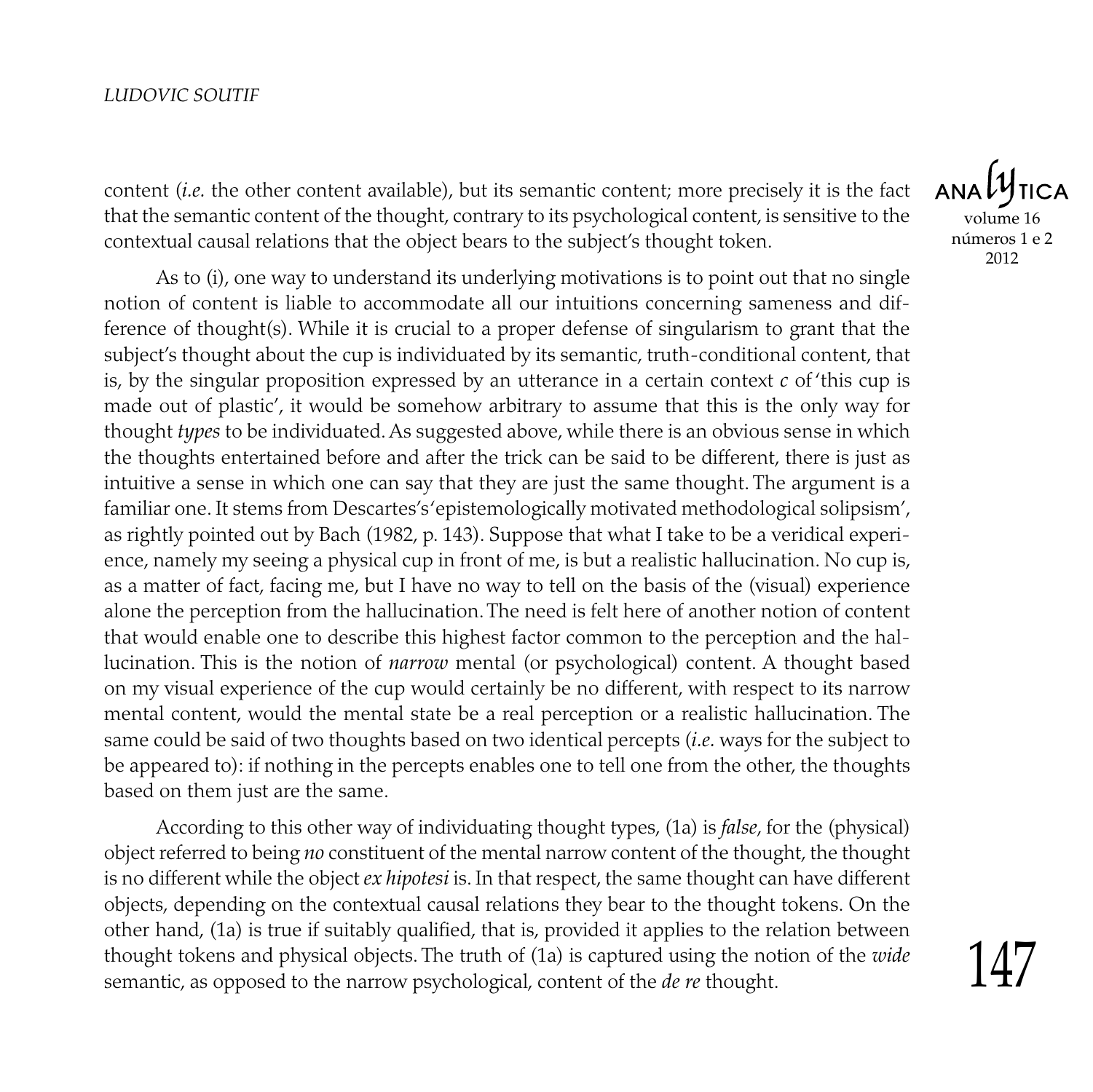content (*i.e.* the other content available), but its semantic content; more precisely it is the fact that the semantic content of the thought, contrary to its psychological content, is sensitive to the contextual causal relations that the object bears to the subject's thought token.

As to (i), one way to understand its underlying motivations is to point out that no single notion of content is liable to accommodate all our intuitions concerning sameness and difference of thought(s). While it is crucial to a proper defense of singularism to grant that the subject's thought about the cup is individuated by its semantic, truth-conditional content, that is, by the singular proposition expressed by an utterance in a certain context *c* of 'this cup is made out of plastic', it would be somehow arbitrary to assume that this is the only way for thought *types* to be individuated. As suggested above, while there is an obvious sense in which the thoughts entertained before and after the trick can be said to be different, there is just as intuitive a sense in which one can say that they are just the same thought. The argument is a familiar one. It stems from Descartes's 'epistemologically motivated methodological solipsism', as rightly pointed out by Bach (1982, p. 143). Suppose that what I take to be a veridical experience, namely my seeing a physical cup in front of me, is but a realistic hallucination. No cup is, as a matter of fact, facing me, but I have no way to tell on the basis of the (visual) experience alone the perception from the hallucination. The need is felt here of another notion of content that would enable one to describe this highest factor common to the perception and the hallucination. This is the notion of *narrow* mental (or psychological) content. A thought based on my visual experience of the cup would certainly be no different, with respect to its narrow mental content, would the mental state be a real perception or a realistic hallucination. The same could be said of two thoughts based on two identical percepts (*i.e.* ways for the subject to be appeared to): if nothing in the percepts enables one to tell one from the other, the thoughts based on them just are the same.

According to this other way of individuating thought types, (1a) is *false*, for the (physical) object referred to being *no* constituent of the mental narrow content of the thought, the thought is no different while the object *ex hipotesi* is. In that respect, the same thought can have different objects, depending on the contextual causal relations they bear to the thought tokens. On the other hand, (1a) is true if suitably qualified, that is, provided it applies to the relation between thought tokens and physical objects. The truth of (1a) is captured using the notion of the *wide* semantic, as opposed to the narrow psychological, content of the *de re* thought.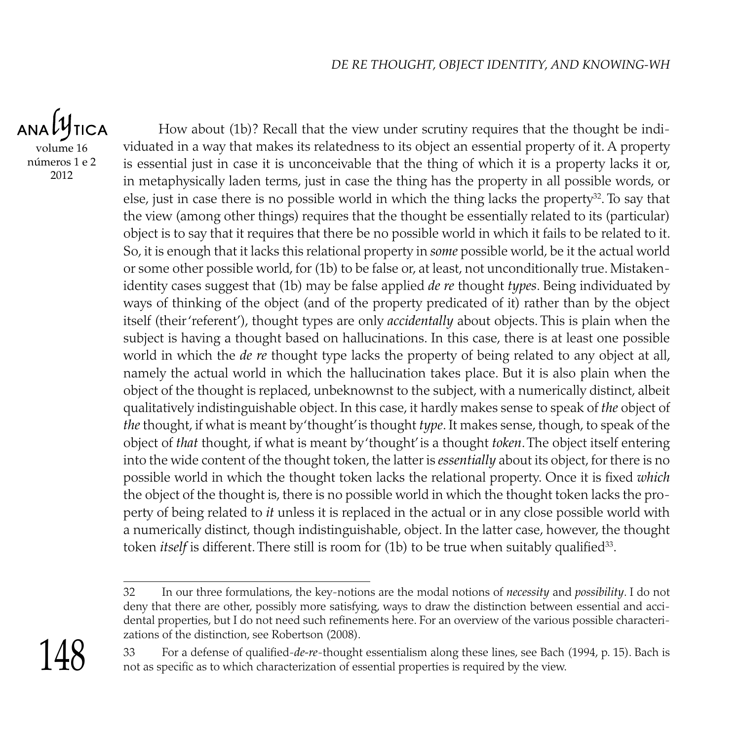How about (1b)? Recall that the view under scrutiny requires that the thought be individuated in a way that makes its relatedness to its object an essential property of it. A property is essential just in case it is unconceivable that the thing of which it is a property lacks it or, in metaphysically laden terms, just in case the thing has the property in all possible words, or else, just in case there is no possible world in which the thing lacks the property[32]. To say that the view (among other things) requires that the thought be essentially related to its (particular) object is to say that it requires that there be no possible world in which it fails to be related to it. So, it is enough that it lacks this relational property in *some* possible world, be it the actual world or some other possible world, for (1b) to be false or, at least, not unconditionally true. Mistaken-identity cases suggest that (1b) may be false applied *de re* thought *types*. Being individuated by ways of thinking of the object (and of the property predicated of it) rather than by the object itself (their 'referent'), thought types are only *accidentally* about objects. This is plain when the subject is having a thought based on hallucinations. In this case, there is at least one possible world in which the *de re* thought type lacks the property of being related to any object at all, namely the actual world in which the hallucination takes place. But it is also plain when the object of the thought is replaced, unbeknownst to the subject, with a numerically distinct, albeit qualitatively indistinguishable object. In this case, it hardly makes sense to speak of *the* object of *the* thought, if what is meant by 'thought' is thought *type*. It makes sense, though, to speak of the object of *that* thought, if what is meant by 'thought' is a thought *token*. The object itself entering into the wide content of the thought token, the latter is *essentially* about its object, for there is no possible world in which the thought token lacks the relational property. Once it is fixed *which* the object of the thought is, there is no possible world in which the thought token lacks the property of being related to *it* unless it is replaced in the actual or in any close possible world with a numerically distinct, though indistinguishable, object. In the latter case, however, the thought token *itself* is different. There still is room for (1b) to be true when suitably qualified[33].

---

32 In our three formulations, the key-notions are the modal notions of *necessity* and *possibility*. I do not deny that there are other, possibly more satisfying, ways to draw the distinction between essential and accidental properties, but I do not need such refinements here. For an overview of the various possible characterizations of the distinction, see Robertson (2008).

33 For a defense of qualified-*de-re*-thought essentialism along these lines, see Bach (1994, p. 15). Bach is not as specific as to which characterization of essential properties is required by the view.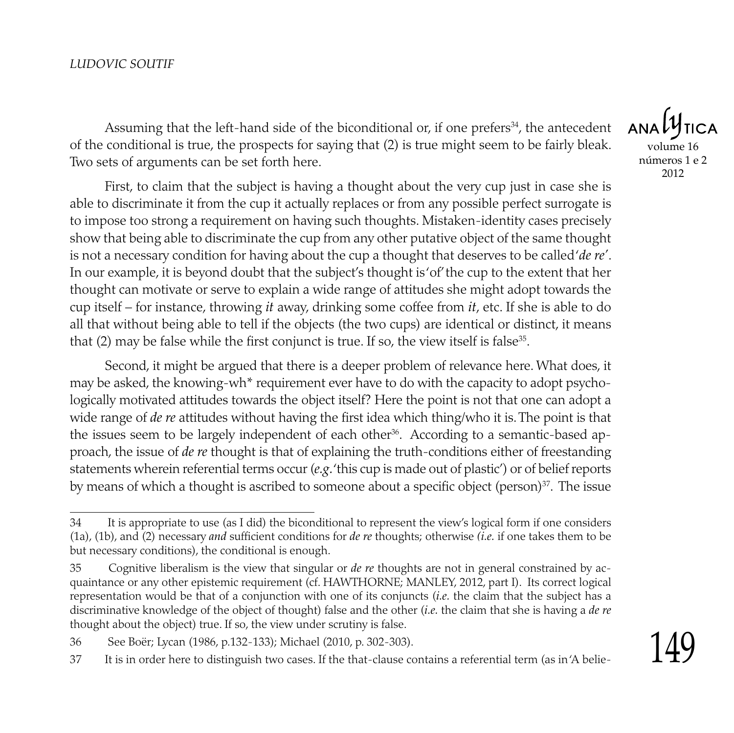Assuming that the left-hand side of the biconditional or, if one prefers[34], the antecedent of the conditional is true, the prospects for saying that (2) is true might seem to be fairly bleak. Two sets of arguments can be set forth here.

First, to claim that the subject is having a thought about the very cup just in case she is able to discriminate it from the cup it actually replaces or from any possible perfect surrogate is to impose too strong a requirement on having such thoughts. Mistaken-identity cases precisely show that being able to discriminate the cup from any other putative object of the same thought is not a necessary condition for having about the cup a thought that deserves to be called '*de re*'. In our example, it is beyond doubt that the subject's thought is 'of' the cup to the extent that her thought can motivate or serve to explain a wide range of attitudes she might adopt towards the cup itself – for instance, throwing *it* away, drinking some coffee from *it*, etc. If she is able to do all that without being able to tell if the objects (the two cups) are identical or distinct, it means that (2) may be false while the first conjunct is true. If so, the view itself is false[35].

Second, it might be argued that there is a deeper problem of relevance here. What does, it may be asked, the knowing-wh* requirement ever have to do with the capacity to adopt psychologically motivated attitudes towards the object itself? Here the point is not that one can adopt a wide range of *de re* attitudes without having the first idea which thing/who it is. The point is that the issues seem to be largely independent of each other[36]. According to a semantic-based approach, the issue of *de re* thought is that of explaining the truth-conditions either of freestanding statements wherein referential terms occur (*e.g.* 'this cup is made out of plastic') or of belief reports by means of which a thought is ascribed to someone about a specific object (person)[37]. The issue

---

34 It is appropriate to use (as I did) the biconditional to represent the view's logical form if one considers (1a), (1b), and (2) necessary *and* sufficient conditions for *de re* thoughts; otherwise (*i.e.* if one takes them to be but necessary conditions), the conditional is enough.

35 Cognitive liberalism is the view that singular or *de re* thoughts are not in general constrained by acquaintance or any other epistemic requirement (cf. HAWTHORNE; MANLEY, 2012, part I). Its correct logical representation would be that of a conjunction with one of its conjuncts (*i.e.* the claim that the subject has a discriminative knowledge of the object of thought) false and the other (*i.e.* the claim that she is having a *de re* thought about the object) true. If so, the view under scrutiny is false.

36 See Boër; Lycan (1986, p.132-133); Michael (2010, p. 302-303).

37 It is in order here to distinguish two cases. If the that-clause contains a referential term (as in 'A belie-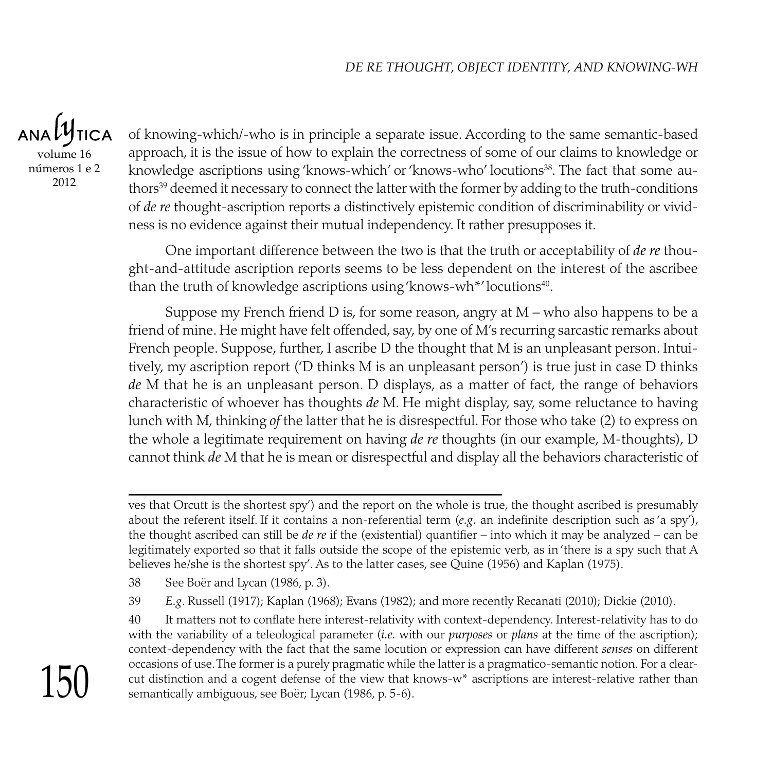of knowing-which/-who is in principle a separate issue. According to the same semantic-based approach, it is the issue of how to explain the correctness of some of our claims to knowledge or knowledge ascriptions using 'knows-which' or 'knows-who' locutions[38]. The fact that some authors[39] deemed it necessary to connect the latter with the former by adding to the truth-conditions of *de re* thought-ascription reports a distinctively epistemic condition of discriminability or vividness is no evidence against their mutual independency. It rather presupposes it.

One important difference between the two is that the truth or acceptability of *de re* thought-and-attitude ascription reports seems to be less dependent on the interest of the ascribee than the truth of knowledge ascriptions using 'knows-wh*' locutions[40].

Suppose my French friend D is, for some reason, angry at M – who also happens to be a friend of mine. He might have felt offended, say, by one of M's recurring sarcastic remarks about French people. Suppose, further, I ascribe D the thought that M is an unpleasant person. Intuitively, my ascription report ('D thinks M is an unpleasant person') is true just in case D thinks *de* M that he is an unpleasant person. D displays, as a matter of fact, the range of behaviors characteristic of whoever has thoughts *de* M. He might display, say, some reluctance to having lunch with M, thinking *of* the latter that he is disrespectful. For those who take (2) to express on the whole a legitimate requirement on having *de re* thoughts (in our example, M-thoughts), D cannot think *de* M that he is mean or disrespectful and display all the behaviors characteristic of

---

ves that Orcutt is the shortest spy') and the report on the whole is true, the thought ascribed is presumably about the referent itself. If it contains a non-referential term (*e.g.* an indefinite description such as 'a spy'), the thought ascribed can still be *de re* if the (existential) quantifier – into which it may be analyzed – can be legitimately exported so that it falls outside the scope of the epistemic verb, as in 'there is a spy such that A believes he/she is the shortest spy'. As to the latter cases, see Quine (1956) and Kaplan (1975).

38 See Boër and Lycan (1986, p. 3).

39 *E.g*. Russell (1917); Kaplan (1968); Evans (1982); and more recently Recanati (2010); Dickie (2010).

40 It matters not to conflate here interest-relativity with context-dependency. Interest-relativity has to do with the variability of a teleological parameter (*i.e.* with our *purposes* or *plans* at the time of the ascription); context-dependency with the fact that the same locution or expression can have different *senses* on different occasions of use. The former is a purely pragmatic while the latter is a pragmatico-semantic notion. For a clear-cut distinction and a cogent defense of the view that knows-w* ascriptions are interest-relative rather than semantically ambiguous, see Boër; Lycan (1986, p. 5-6).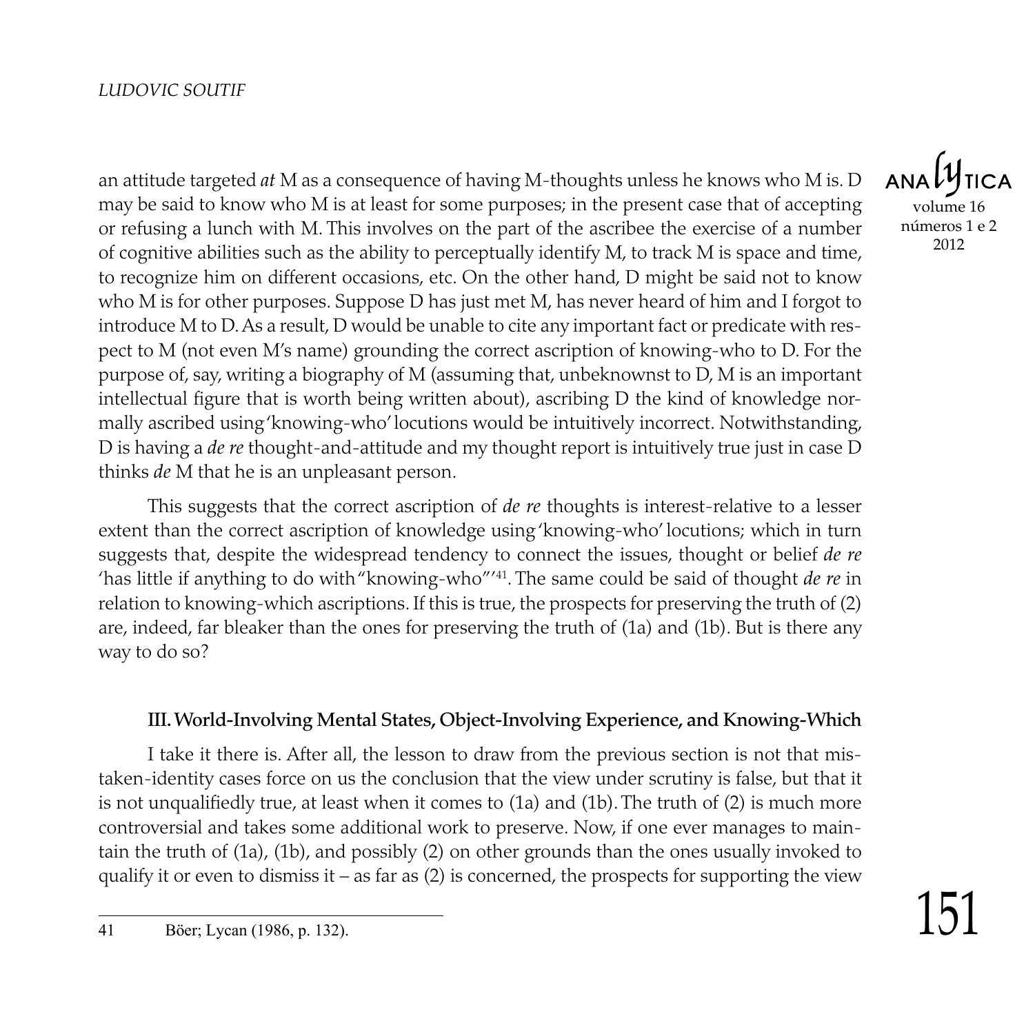an attitude targeted *at* M as a consequence of having M-thoughts unless he knows who M is. D may be said to know who M is at least for some purposes; in the present case that of accepting or refusing a lunch with M. This involves on the part of the ascribee the exercise of a number of cognitive abilities such as the ability to perceptually identify M, to track M is space and time, to recognize him on different occasions, etc. On the other hand, D might be said not to know who M is for other purposes. Suppose D has just met M, has never heard of him and I forgot to introduce M to D. As a result, D would be unable to cite any important fact or predicate with respect to M (not even M's name) grounding the correct ascription of knowing-who to D. For the purpose of, say, writing a biography of M (assuming that, unbeknownst to D, M is an important intellectual figure that is worth being written about), ascribing D the kind of knowledge normally ascribed using 'knowing-who' locutions would be intuitively incorrect. Notwithstanding, D is having a *de re* thought-and-attitude and my thought report is intuitively true just in case D thinks *de* M that he is an unpleasant person.

This suggests that the correct ascription of *de re* thoughts is interest-relative to a lesser extent than the correct ascription of knowledge using 'knowing-who' locutions; which in turn suggests that, despite the widespread tendency to connect the issues, thought or belief *de re* 'has little if anything to do with "knowing-who"'[41]. The same could be said of thought *de re* in relation to knowing-which ascriptions. If this is true, the prospects for preserving the truth of (2) are, indeed, far bleaker than the ones for preserving the truth of (1a) and (1b). But is there any way to do so?

#### III. World-Involving Mental States, Object-Involving Experience, and Knowing-Which

I take it there is. After all, the lesson to draw from the previous section is not that mistaken-identity cases force on us the conclusion that the view under scrutiny is false, but that it is not unqualifiedly true, at least when it comes to (1a) and (1b). The truth of (2) is much more controversial and takes some additional work to preserve. Now, if one ever manages to maintain the truth of (1a), (1b), and possibly (2) on other grounds than the ones usually invoked to qualify it or even to dismiss it – as far as (2) is concerned, the prospects for supporting the view

41 Böer; Lycan (1986, p. 132).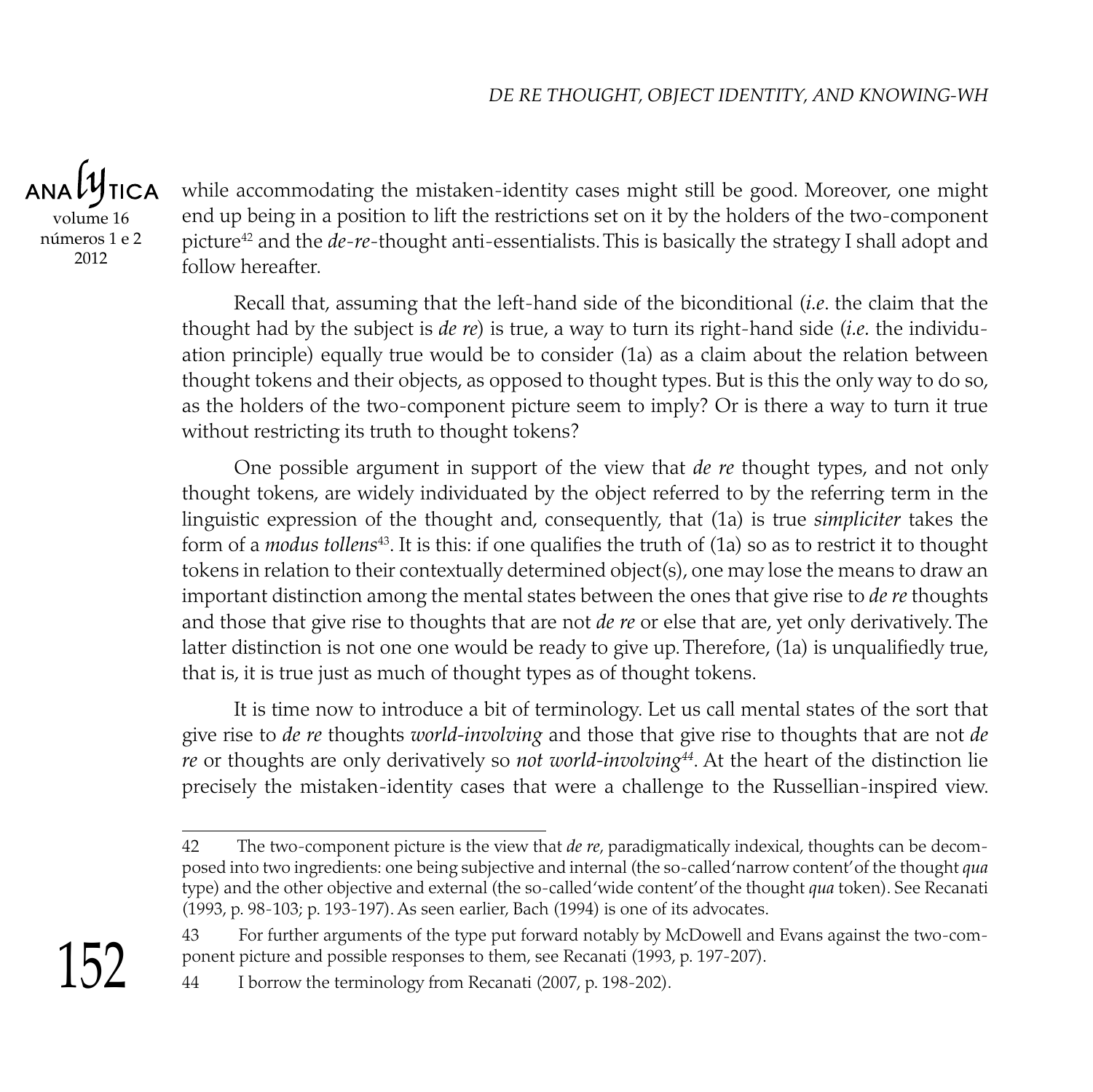while accommodating the mistaken-identity cases might still be good. Moreover, one might end up being in a position to lift the restrictions set on it by the holders of the two-component picture[42] and the *de-re*-thought anti-essentialists. This is basically the strategy I shall adopt and follow hereafter.

Recall that, assuming that the left-hand side of the biconditional (*i.e*. the claim that the thought had by the subject is *de re*) is true, a way to turn its right-hand side (*i.e.* the individuation principle) equally true would be to consider (1a) as a claim about the relation between thought tokens and their objects, as opposed to thought types. But is this the only way to do so, as the holders of the two-component picture seem to imply? Or is there a way to turn it true without restricting its truth to thought tokens?

One possible argument in support of the view that *de re* thought types, and not only thought tokens, are widely individuated by the object referred to by the referring term in the linguistic expression of the thought and, consequently, that (1a) is true *simpliciter* takes the form of a *modus tollens*[43]. It is this: if one qualifies the truth of (1a) so as to restrict it to thought tokens in relation to their contextually determined object(s), one may lose the means to draw an important distinction among the mental states between the ones that give rise to *de re* thoughts and those that give rise to thoughts that are not *de re* or else that are, yet only derivatively. The latter distinction is not one one would be ready to give up. Therefore, (1a) is unqualifiedly true, that is, it is true just as much of thought types as of thought tokens.

It is time now to introduce a bit of terminology. Let us call mental states of the sort that give rise to *de re* thoughts *world-involving* and those that give rise to thoughts that are not *de re* or thoughts are only derivatively so *not world-involving*[44]. At the heart of the distinction lie precisely the mistaken-identity cases that were a challenge to the Russellian-inspired view.

---

42 The two-component picture is the view that *de re*, paradigmatically indexical, thoughts can be decomposed into two ingredients: one being subjective and internal (the so-called 'narrow content' of the thought *qua* type) and the other objective and external (the so-called 'wide content' of the thought *qua* token). See Recanati (1993, p. 98-103; p. 193-197). As seen earlier, Bach (1994) is one of its advocates.

43 For further arguments of the type put forward notably by McDowell and Evans against the two-component picture and possible responses to them, see Recanati (1993, p. 197-207).

44 I borrow the terminology from Recanati (2007, p. 198-202).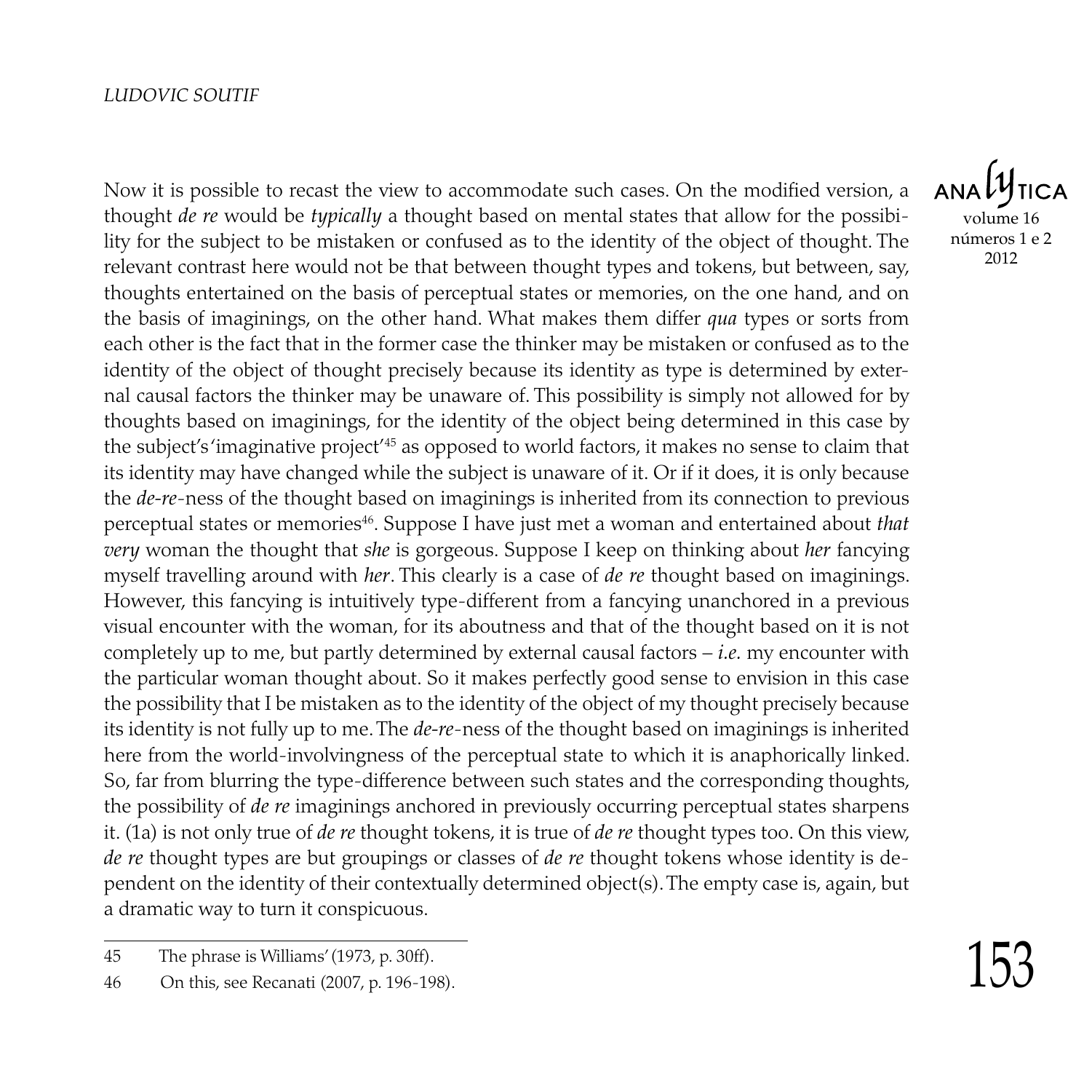Now it is possible to recast the view to accommodate such cases. On the modified version, a thought *de re* would be *typically* a thought based on mental states that allow for the possibility for the subject to be mistaken or confused as to the identity of the object of thought. The relevant contrast here would not be that between thought types and tokens, but between, say, thoughts entertained on the basis of perceptual states or memories, on the one hand, and on the basis of imaginings, on the other hand. What makes them differ *qua* types or sorts from each other is the fact that in the former case the thinker may be mistaken or confused as to the identity of the object of thought precisely because its identity as type is determined by external causal factors the thinker may be unaware of. This possibility is simply not allowed for by thoughts based on imaginings, for the identity of the object being determined in this case by the subject's 'imaginative project'[45] as opposed to world factors, it makes no sense to claim that its identity may have changed while the subject is unaware of it. Or if it does, it is only because the *de-re*-ness of the thought based on imaginings is inherited from its connection to previous perceptual states or memories[46]. Suppose I have just met a woman and entertained about *that very* woman the thought that *she* is gorgeous. Suppose I keep on thinking about *her* fancying myself travelling around with *her*. This clearly is a case of *de re* thought based on imaginings. However, this fancying is intuitively type-different from a fancying unanchored in a previous visual encounter with the woman, for its aboutness and that of the thought based on it is not completely up to me, but partly determined by external causal factors – *i.e.* my encounter with the particular woman thought about. So it makes perfectly good sense to envision in this case the possibility that I be mistaken as to the identity of the object of my thought precisely because its identity is not fully up to me. The *de-re*-ness of the thought based on imaginings is inherited here from the world-involvingness of the perceptual state to which it is anaphorically linked. So, far from blurring the type-difference between such states and the corresponding thoughts, the possibility of *de re* imaginings anchored in previously occurring perceptual states sharpens it. (1a) is not only true of *de re* thought tokens, it is true of *de re* thought types too. On this view, *de re* thought types are but groupings or classes of *de re* thought tokens whose identity is dependent on the identity of their contextually determined object(s). The empty case is, again, but a dramatic way to turn it conspicuous.

---

45 The phrase is Williams' (1973, p. 30ff).

46 On this, see Recanati (2007, p. 196-198).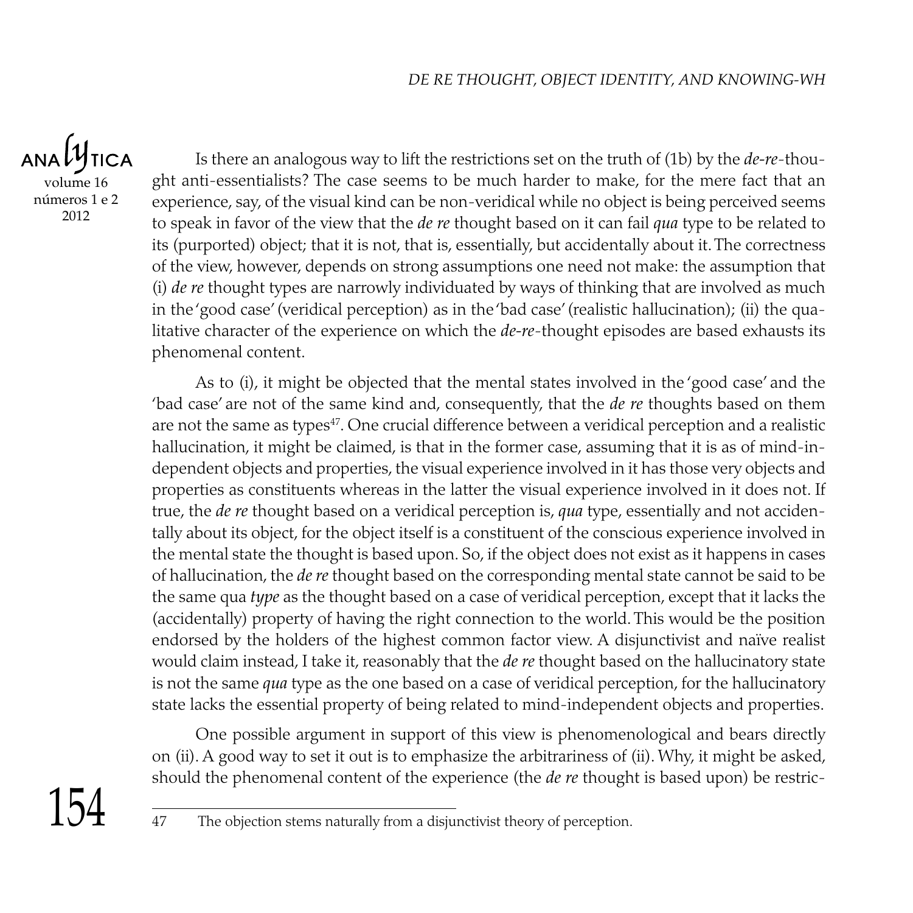Is there an analogous way to lift the restrictions set on the truth of (1b) by the *de-re*-thought anti-essentialists? The case seems to be much harder to make, for the mere fact that an experience, say, of the visual kind can be non-veridical while no object is being perceived seems to speak in favor of the view that the *de re* thought based on it can fail *qua* type to be related to its (purported) object; that it is not, that is, essentially, but accidentally about it. The correctness of the view, however, depends on strong assumptions one need not make: the assumption that (i) *de re* thought types are narrowly individuated by ways of thinking that are involved as much in the 'good case' (veridical perception) as in the 'bad case' (realistic hallucination); (ii) the qualitative character of the experience on which the *de-re*-thought episodes are based exhausts its phenomenal content.

As to (i), it might be objected that the mental states involved in the 'good case' and the 'bad case' are not of the same kind and, consequently, that the *de re* thoughts based on them are not the same as types[47]. One crucial difference between a veridical perception and a realistic hallucination, it might be claimed, is that in the former case, assuming that it is as of mind-independent objects and properties, the visual experience involved in it has those very objects and properties as constituents whereas in the latter the visual experience involved in it does not. If true, the *de re* thought based on a veridical perception is, *qua* type, essentially and not accidentally about its object, for the object itself is a constituent of the conscious experience involved in the mental state the thought is based upon. So, if the object does not exist as it happens in cases of hallucination, the *de re* thought based on the corresponding mental state cannot be said to be the same qua *type* as the thought based on a case of veridical perception, except that it lacks the (accidentally) property of having the right connection to the world. This would be the position endorsed by the holders of the highest common factor view. A disjunctivist and naïve realist would claim instead, I take it, reasonably that the *de re* thought based on the hallucinatory state is not the same *qua* type as the one based on a case of veridical perception, for the hallucinatory state lacks the essential property of being related to mind-independent objects and properties.

One possible argument in support of this view is phenomenological and bears directly on (ii). A good way to set it out is to emphasize the arbitrariness of (ii). Why, it might be asked, should the phenomenal content of the experience (the *de re* thought is based upon) be restric-

47 The objection stems naturally from a disjunctivist theory of perception.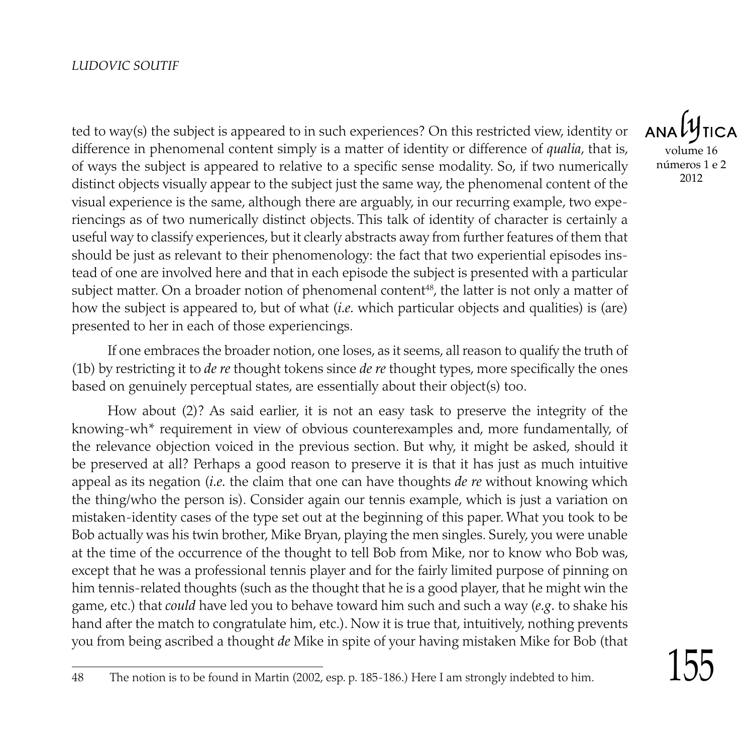ted to way(s) the subject is appeared to in such experiences? On this restricted view, identity or difference in phenomenal content simply is a matter of identity or difference of *qualia*, that is, of ways the subject is appeared to relative to a specific sense modality. So, if two numerically distinct objects visually appear to the subject just the same way, the phenomenal content of the visual experience is the same, although there are arguably, in our recurring example, two experiencings as of two numerically distinct objects. This talk of identity of character is certainly a useful way to classify experiences, but it clearly abstracts away from further features of them that should be just as relevant to their phenomenology: the fact that two experiential episodes instead of one are involved here and that in each episode the subject is presented with a particular subject matter. On a broader notion of phenomenal content[48], the latter is not only a matter of how the subject is appeared to, but of what (*i.e.* which particular objects and qualities) is (are) presented to her in each of those experiencings.

If one embraces the broader notion, one loses, as it seems, all reason to qualify the truth of (1b) by restricting it to *de re* thought tokens since *de re* thought types, more specifically the ones based on genuinely perceptual states, are essentially about their object(s) too.

How about (2)? As said earlier, it is not an easy task to preserve the integrity of the knowing-wh* requirement in view of obvious counterexamples and, more fundamentally, of the relevance objection voiced in the previous section. But why, it might be asked, should it be preserved at all? Perhaps a good reason to preserve it is that it has just as much intuitive appeal as its negation (*i.e.* the claim that one can have thoughts *de re* without knowing which the thing/who the person is). Consider again our tennis example, which is just a variation on mistaken-identity cases of the type set out at the beginning of this paper. What you took to be Bob actually was his twin brother, Mike Bryan, playing the men singles. Surely, you were unable at the time of the occurrence of the thought to tell Bob from Mike, nor to know who Bob was, except that he was a professional tennis player and for the fairly limited purpose of pinning on him tennis-related thoughts (such as the thought that he is a good player, that he might win the game, etc.) that *could* have led you to behave toward him such and such a way (*e.g.* to shake his hand after the match to congratulate him, etc.). Now it is true that, intuitively, nothing prevents you from being ascribed a thought *de* Mike in spite of your having mistaken Mike for Bob (that

48 The notion is to be found in Martin (2002, esp. p. 185-186.) Here I am strongly indebted to him.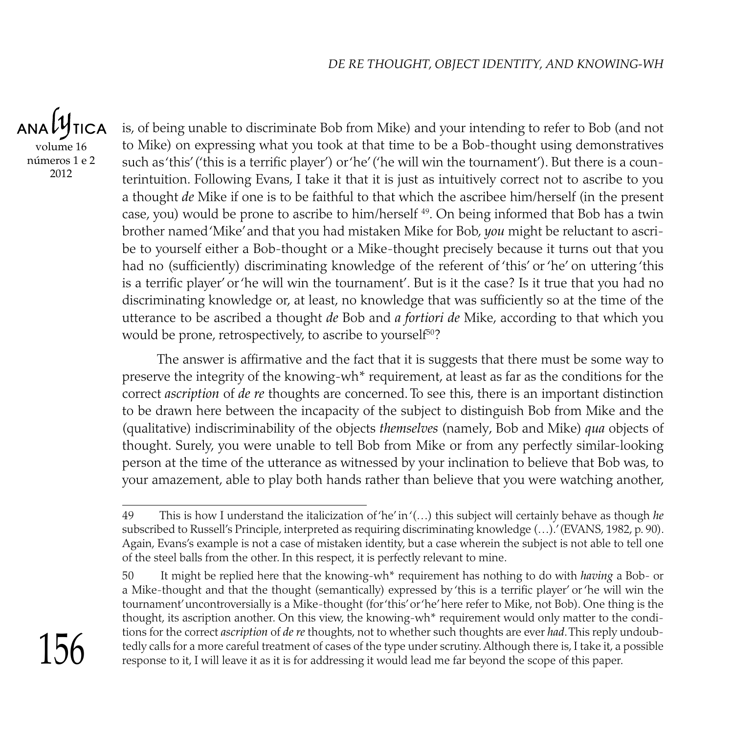is, of being unable to discriminate Bob from Mike) and your intending to refer to Bob (and not to Mike) on expressing what you took at that time to be a Bob-thought using demonstratives such as 'this' ('this is a terrific player') or 'he' ('he will win the tournament'). But there is a counterintuition. Following Evans, I take it that it is just as intuitively correct not to ascribe to you a thought *de* Mike if one is to be faithful to that which the ascribee him/herself (in the present case, you) would be prone to ascribe to him/herself [49]. On being informed that Bob has a twin brother named 'Mike' and that you had mistaken Mike for Bob, *you* might be reluctant to ascribe to yourself either a Bob-thought or a Mike-thought precisely because it turns out that you had no (sufficiently) discriminating knowledge of the referent of 'this' or 'he' on uttering 'this is a terrific player' or 'he will win the tournament'. But is it the case? Is it true that you had no discriminating knowledge or, at least, no knowledge that was sufficiently so at the time of the utterance to be ascribed a thought *de* Bob and *a fortiori de* Mike, according to that which you would be prone, retrospectively, to ascribe to yourself[50]?

The answer is affirmative and the fact that it is suggests that there must be some way to preserve the integrity of the knowing-wh* requirement, at least as far as the conditions for the correct *ascription* of *de re* thoughts are concerned. To see this, there is an important distinction to be drawn here between the incapacity of the subject to distinguish Bob from Mike and the (qualitative) indiscriminability of the objects *themselves* (namely, Bob and Mike) *qua* objects of thought. Surely, you were unable to tell Bob from Mike or from any perfectly similar-looking person at the time of the utterance as witnessed by your inclination to believe that Bob was, to your amazement, able to play both hands rather than believe that you were watching another,

---

49 This is how I understand the italicization of 'he' in '(…) this subject will certainly behave as though *he* subscribed to Russell's Principle, interpreted as requiring discriminating knowledge (…).' (EVANS, 1982, p. 90). Again, Evans's example is not a case of mistaken identity, but a case wherein the subject is not able to tell one of the steel balls from the other. In this respect, it is perfectly relevant to mine.

50 It might be replied here that the knowing-wh* requirement has nothing to do with *having* a Bob- or a Mike-thought and that the thought (semantically) expressed by 'this is a terrific player' or 'he will win the tournament' uncontroversially is a Mike-thought (for 'this' or 'he' here refer to Mike, not Bob). One thing is the thought, its ascription another. On this view, the knowing-wh* requirement would only matter to the conditions for the correct *ascription* of *de re* thoughts, not to whether such thoughts are ever *had*. This reply undoubtedly calls for a more careful treatment of cases of the type under scrutiny. Although there is, I take it, a possible response to it, I will leave it as it is for addressing it would lead me far beyond the scope of this paper.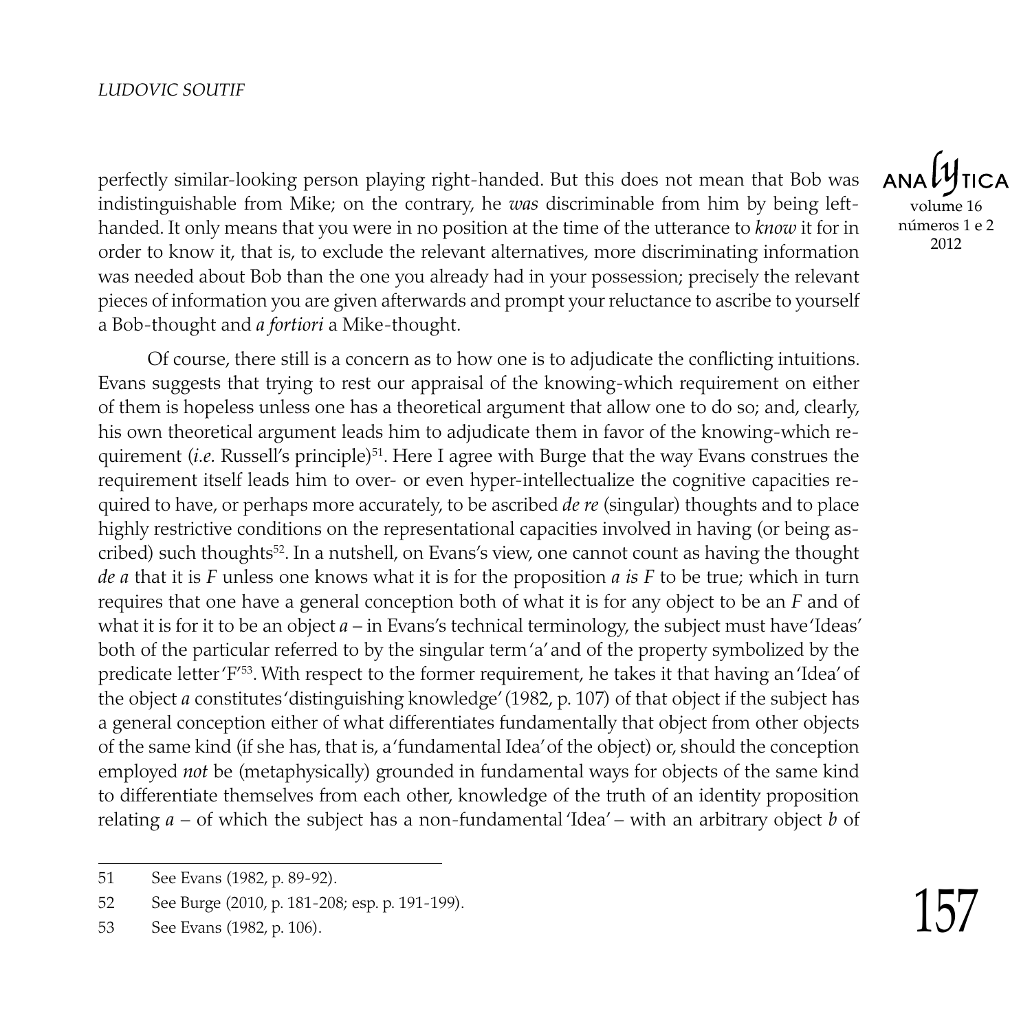perfectly similar-looking person playing right-handed. But this does not mean that Bob was indistinguishable from Mike; on the contrary, he *was* discriminable from him by being left-handed. It only means that you were in no position at the time of the utterance to *know* it for in order to know it, that is, to exclude the relevant alternatives, more discriminating information was needed about Bob than the one you already had in your possession; precisely the relevant pieces of information you are given afterwards and prompt your reluctance to ascribe to yourself a Bob-thought and *a fortiori* a Mike-thought.

Of course, there still is a concern as to how one is to adjudicate the conflicting intuitions. Evans suggests that trying to rest our appraisal of the knowing-which requirement on either of them is hopeless unless one has a theoretical argument that allow one to do so; and, clearly, his own theoretical argument leads him to adjudicate them in favor of the knowing-which requirement (*i.e.* Russell's principle)[51]. Here I agree with Burge that the way Evans construes the requirement itself leads him to over- or even hyper-intellectualize the cognitive capacities required to have, or perhaps more accurately, to be ascribed *de re* (singular) thoughts and to place highly restrictive conditions on the representational capacities involved in having (or being ascribed) such thoughts[52]. In a nutshell, on Evans's view, one cannot count as having the thought *de a* that it is *F* unless one knows what it is for the proposition *a is F* to be true; which in turn requires that one have a general conception both of what it is for any object to be an *F* and of what it is for it to be an object *a* – in Evans's technical terminology, the subject must have 'Ideas' both of the particular referred to by the singular term 'a' and of the property symbolized by the predicate letter 'F'[53]. With respect to the former requirement, he takes it that having an 'Idea' of the object *a* constitutes 'distinguishing knowledge' (1982, p. 107) of that object if the subject has a general conception either of what differentiates fundamentally that object from other objects of the same kind (if she has, that is, a 'fundamental Idea' of the object) or, should the conception employed *not* be (metaphysically) grounded in fundamental ways for objects of the same kind to differentiate themselves from each other, knowledge of the truth of an identity proposition relating *a* – of which the subject has a non-fundamental 'Idea' – with an arbitrary object *b* of

---

51 See Evans (1982, p. 89-92).

52 See Burge (2010, p. 181-208; esp. p. 191-199).

53 See Evans (1982, p. 106).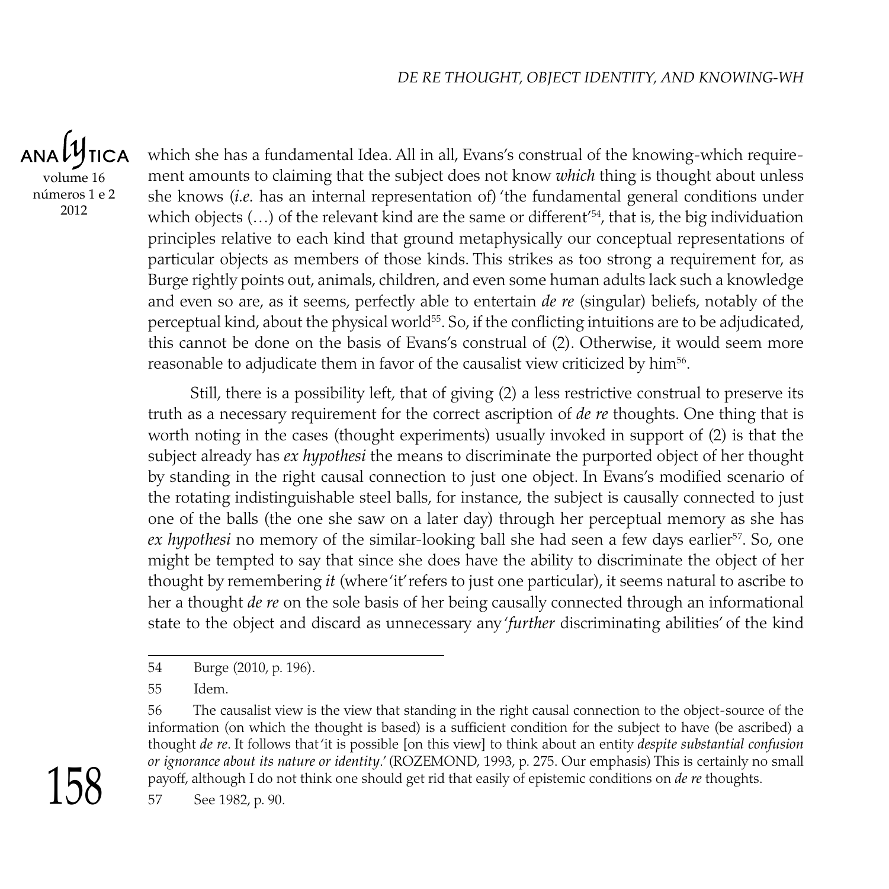which she has a fundamental Idea. All in all, Evans's construal of the knowing-which requirement amounts to claiming that the subject does not know *which* thing is thought about unless she knows (*i.e.* has an internal representation of) 'the fundamental general conditions under which objects (…) of the relevant kind are the same or different'[54], that is, the big individuation principles relative to each kind that ground metaphysically our conceptual representations of particular objects as members of those kinds. This strikes as too strong a requirement for, as Burge rightly points out, animals, children, and even some human adults lack such a knowledge and even so are, as it seems, perfectly able to entertain *de re* (singular) beliefs, notably of the perceptual kind, about the physical world[55]. So, if the conflicting intuitions are to be adjudicated, this cannot be done on the basis of Evans's construal of (2). Otherwise, it would seem more reasonable to adjudicate them in favor of the causalist view criticized by him[56].

Still, there is a possibility left, that of giving (2) a less restrictive construal to preserve its truth as a necessary requirement for the correct ascription of *de re* thoughts. One thing that is worth noting in the cases (thought experiments) usually invoked in support of (2) is that the subject already has *ex hypothesi* the means to discriminate the purported object of her thought by standing in the right causal connection to just one object. In Evans's modified scenario of the rotating indistinguishable steel balls, for instance, the subject is causally connected to just one of the balls (the one she saw on a later day) through her perceptual memory as she has *ex hypothesi* no memory of the similar-looking ball she had seen a few days earlier[57]. So, one might be tempted to say that since she does have the ability to discriminate the object of her thought by remembering *it* (where 'it' refers to just one particular), it seems natural to ascribe to her a thought *de re* on the sole basis of her being causally connected through an informational state to the object and discard as unnecessary any '*further* discriminating abilities' of the kind

---

54 Burge (2010, p. 196).

55 Idem.

56 The causalist view is the view that standing in the right causal connection to the object-source of the information (on which the thought is based) is a sufficient condition for the subject to have (be ascribed) a thought *de re*. It follows that 'it is possible [on this view] to think about an entity *despite substantial confusion or ignorance about its nature or identity*.' (ROZEMOND, 1993, p. 275. Our emphasis) This is certainly no small payoff, although I do not think one should get rid that easily of epistemic conditions on *de re* thoughts.

57 See 1982, p. 90.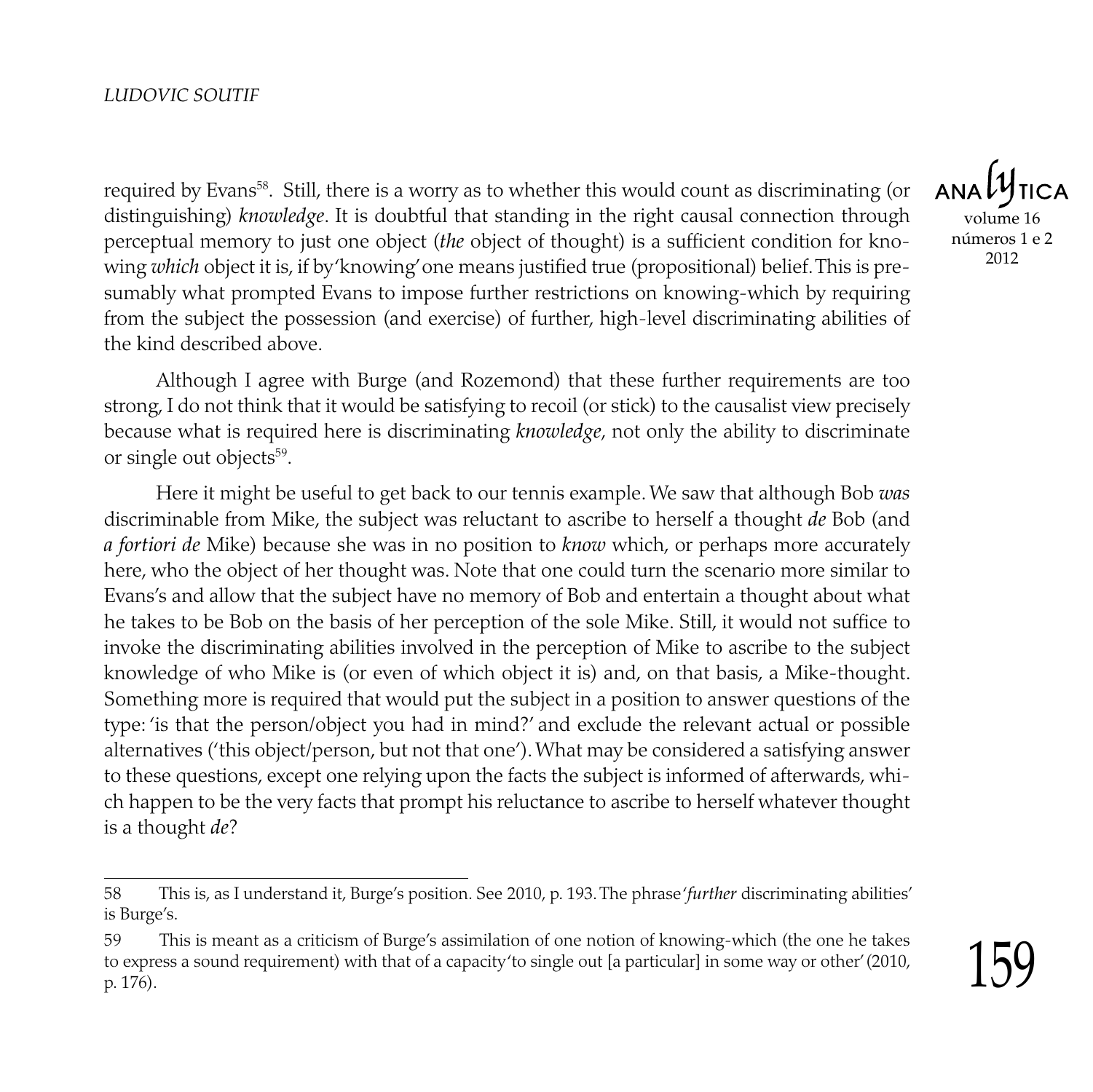required by Evans[58]. Still, there is a worry as to whether this would count as discriminating (or distinguishing) *knowledge*. It is doubtful that standing in the right causal connection through perceptual memory to just one object (*the* object of thought) is a sufficient condition for knowing *which* object it is, if by 'knowing' one means justified true (propositional) belief. This is presumably what prompted Evans to impose further restrictions on knowing-which by requiring from the subject the possession (and exercise) of further, high-level discriminating abilities of the kind described above.

Although I agree with Burge (and Rozemond) that these further requirements are too strong, I do not think that it would be satisfying to recoil (or stick) to the causalist view precisely because what is required here is discriminating *knowledge*, not only the ability to discriminate or single out objects[59].

Here it might be useful to get back to our tennis example. We saw that although Bob *was* discriminable from Mike, the subject was reluctant to ascribe to herself a thought *de* Bob (and *a fortiori de* Mike) because she was in no position to *know* which, or perhaps more accurately here, who the object of her thought was. Note that one could turn the scenario more similar to Evans's and allow that the subject have no memory of Bob and entertain a thought about what he takes to be Bob on the basis of her perception of the sole Mike. Still, it would not suffice to invoke the discriminating abilities involved in the perception of Mike to ascribe to the subject knowledge of who Mike is (or even of which object it is) and, on that basis, a Mike-thought. Something more is required that would put the subject in a position to answer questions of the type: 'is that the person/object you had in mind?' and exclude the relevant actual or possible alternatives ('this object/person, but not that one'). What may be considered a satisfying answer to these questions, except one relying upon the facts the subject is informed of afterwards, which happen to be the very facts that prompt his reluctance to ascribe to herself whatever thought is a thought *de*?

---

58 This is, as I understand it, Burge's position. See 2010, p. 193. The phrase '*further* discriminating abilities' is Burge's.

59 This is meant as a criticism of Burge's assimilation of one notion of knowing-which (the one he takes to express a sound requirement) with that of a capacity 'to single out [a particular] in some way or other' (2010, p. 176).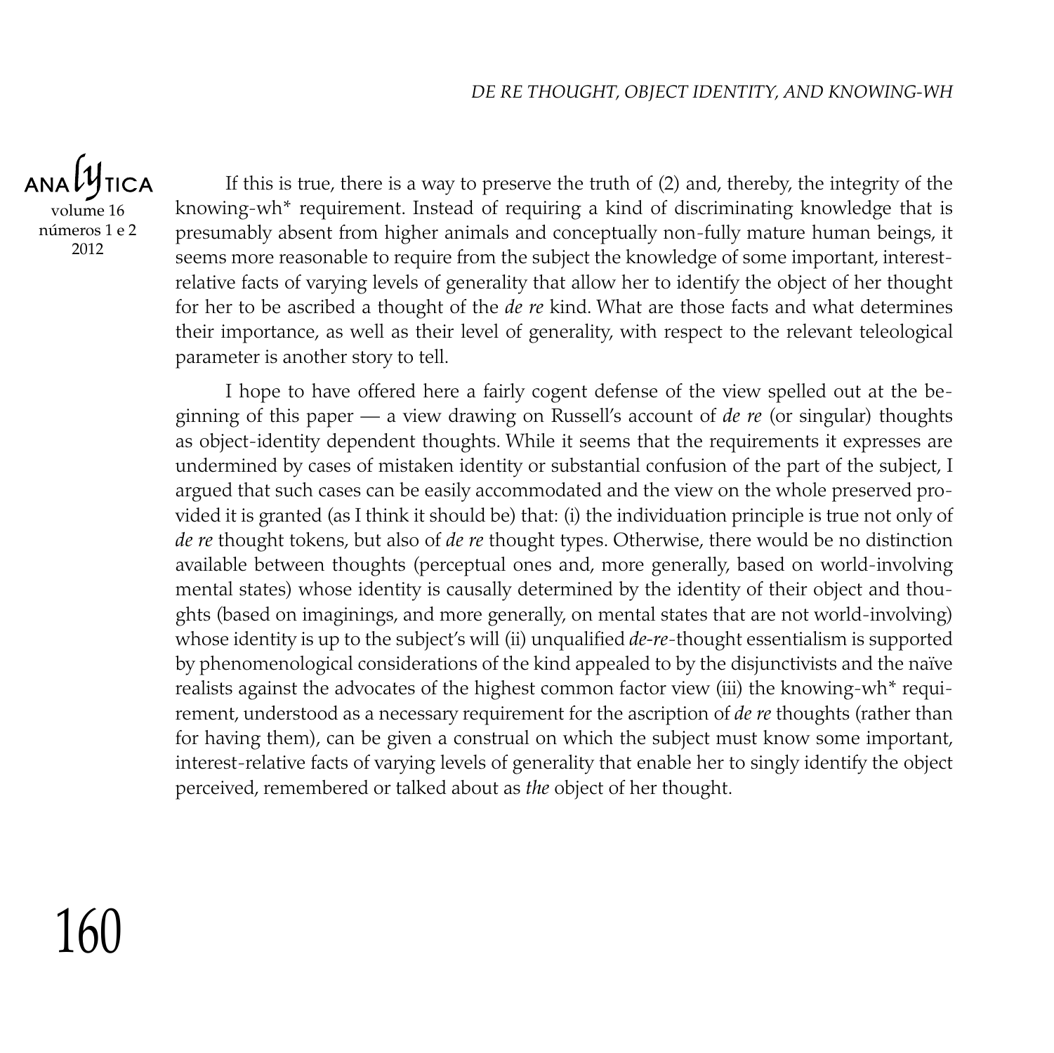If this is true, there is a way to preserve the truth of (2) and, thereby, the integrity of the knowing-wh* requirement. Instead of requiring a kind of discriminating knowledge that is presumably absent from higher animals and conceptually non-fully mature human beings, it seems more reasonable to require from the subject the knowledge of some important, interest-relative facts of varying levels of generality that allow her to identify the object of her thought for her to be ascribed a thought of the *de re* kind. What are those facts and what determines their importance, as well as their level of generality, with respect to the relevant teleological parameter is another story to tell.

I hope to have offered here a fairly cogent defense of the view spelled out at the beginning of this paper — a view drawing on Russell's account of *de re* (or singular) thoughts as object-identity dependent thoughts. While it seems that the requirements it expresses are undermined by cases of mistaken identity or substantial confusion of the part of the subject, I argued that such cases can be easily accommodated and the view on the whole preserved provided it is granted (as I think it should be) that: (i) the individuation principle is true not only of *de re* thought tokens, but also of *de re* thought types. Otherwise, there would be no distinction available between thoughts (perceptual ones and, more generally, based on world-involving mental states) whose identity is causally determined by the identity of their object and thoughts (based on imaginings, and more generally, on mental states that are not world-involving) whose identity is up to the subject's will (ii) unqualified *de-re*-thought essentialism is supported by phenomenological considerations of the kind appealed to by the disjunctivists and the naïve realists against the advocates of the highest common factor view (iii) the knowing-wh* requirement, understood as a necessary requirement for the ascription of *de re* thoughts (rather than for having them), can be given a construal on which the subject must know some important, interest-relative facts of varying levels of generality that enable her to singly identify the object perceived, remembered or talked about as *the* object of her thought.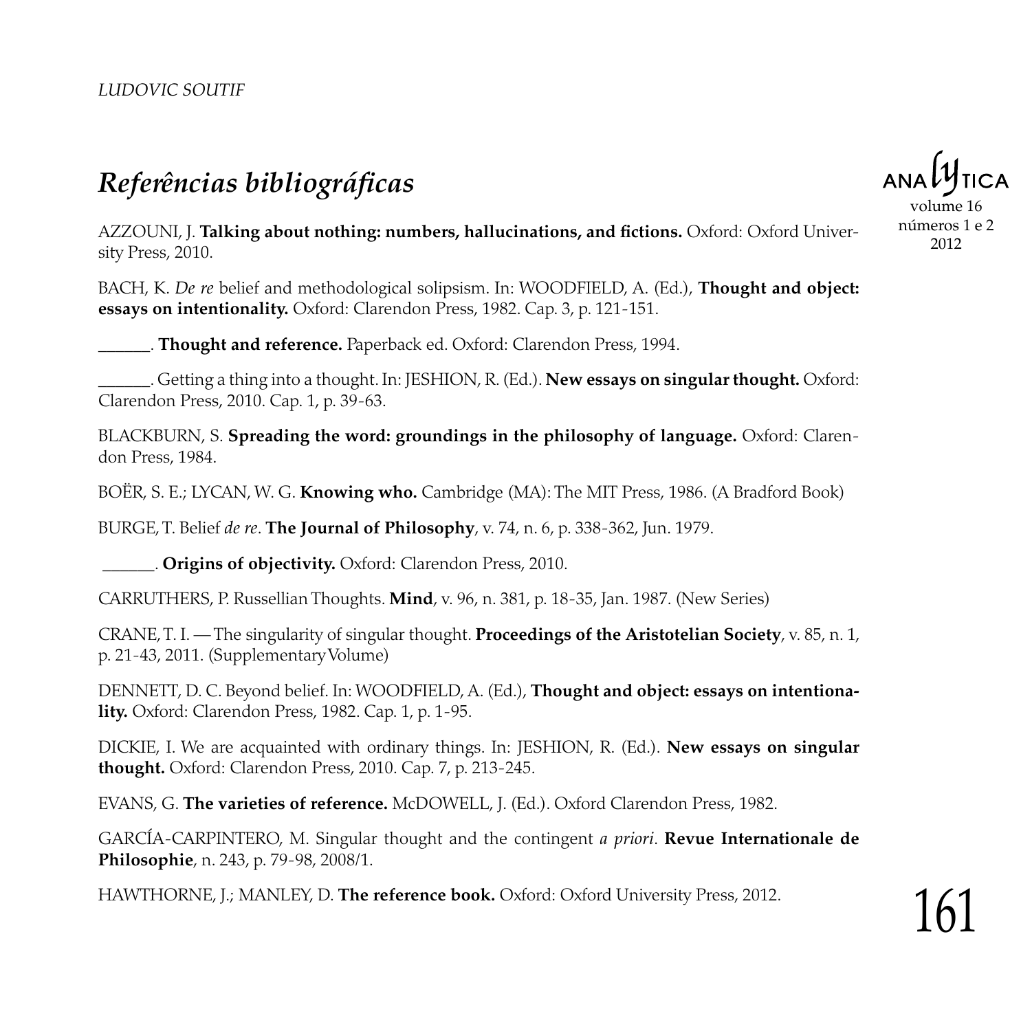# *Referências bibliográficas*

AZZOUNI, J. **Talking about nothing: numbers, hallucinations, and fictions.** Oxford: Oxford University Press, 2010.

BACH, K. *De re* belief and methodological solipsism. In: WOODFIELD, A. (Ed.), **Thought and object: essays on intentionality.** Oxford: Clarendon Press, 1982. Cap. 3, p. 121-151.

______. **Thought and reference.** Paperback ed. Oxford: Clarendon Press, 1994.

______. Getting a thing into a thought. In: JESHION, R. (Ed.). **New essays on singular thought.** Oxford: Clarendon Press, 2010. Cap. 1, p. 39-63.

BLACKBURN, S. **Spreading the word: groundings in the philosophy of language.** Oxford: Clarendon Press, 1984.

BOËR, S. E.; LYCAN, W. G. **Knowing who.** Cambridge (MA): The MIT Press, 1986. (A Bradford Book)

BURGE, T. Belief *de re*. **The Journal of Philosophy**, v. 74, n. 6, p. 338-362, Jun. 1979.

______. **Origins of objectivity.** Oxford: Clarendon Press, 2010.

CARRUTHERS, P. Russellian Thoughts. **Mind**, v. 96, n. 381, p. 18-35, Jan. 1987. (New Series)

CRANE, T. I. — The singularity of singular thought. **Proceedings of the Aristotelian Society**, v. 85, n. 1, p. 21-43, 2011. (Supplementary Volume)

DENNETT, D. C. Beyond belief. In: WOODFIELD, A. (Ed.), **Thought and object: essays on intentionality.** Oxford: Clarendon Press, 1982. Cap. 1, p. 1-95.

DICKIE, I. We are acquainted with ordinary things. In: JESHION, R. (Ed.). **New essays on singular thought.** Oxford: Clarendon Press, 2010. Cap. 7, p. 213-245.

EVANS, G. **The varieties of reference.** McDOWELL, J. (Ed.). Oxford Clarendon Press, 1982.

GARCÍA-CARPINTERO, M. Singular thought and the contingent *a priori*. **Revue Internationale de Philosophie**, n. 243, p. 79-98, 2008/1.

HAWTHORNE, J.; MANLEY, D. **The reference book.** Oxford: Oxford University Press, 2012.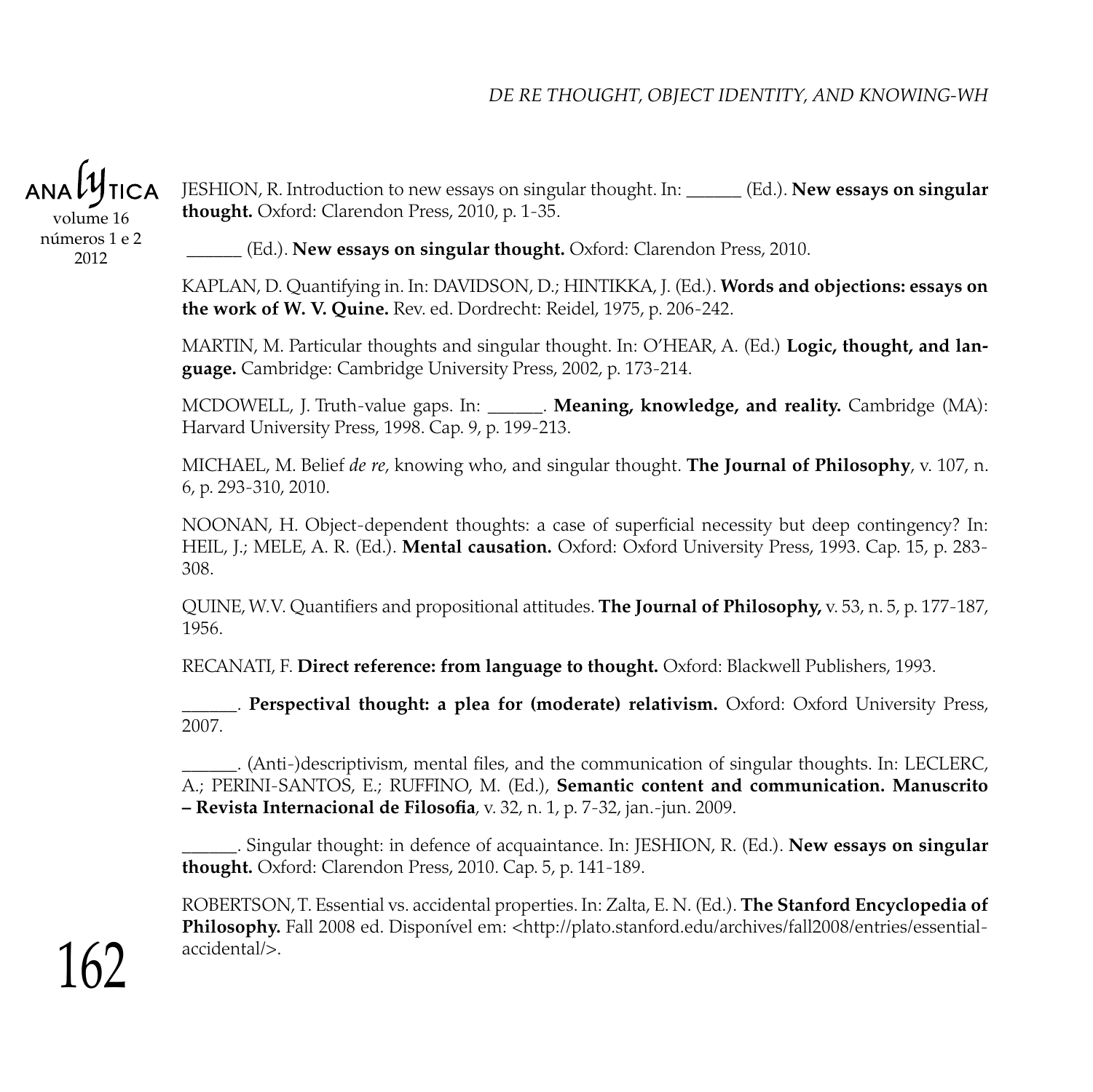JESHION, R. Introduction to new essays on singular thought. In: ______ (Ed.). **New essays on singular thought.** Oxford: Clarendon Press, 2010, p. 1-35.

______ (Ed.). **New essays on singular thought.** Oxford: Clarendon Press, 2010.

KAPLAN, D. Quantifying in. In: DAVIDSON, D.; HINTIKKA, J. (Ed.). **Words and objections: essays on the work of W. V. Quine.** Rev. ed. Dordrecht: Reidel, 1975, p. 206-242.

MARTIN, M. Particular thoughts and singular thought. In: O'HEAR, A. (Ed.) **Logic, thought, and language.** Cambridge: Cambridge University Press, 2002, p. 173-214.

MCDOWELL, J. Truth-value gaps. In: ______. **Meaning, knowledge, and reality.** Cambridge (MA): Harvard University Press, 1998. Cap. 9, p. 199-213.

MICHAEL, M. Belief *de re*, knowing who, and singular thought. **The Journal of Philosophy**, v. 107, n. 6, p. 293-310, 2010.

NOONAN, H. Object-dependent thoughts: a case of superficial necessity but deep contingency? In: HEIL, J.; MELE, A. R. (Ed.). **Mental causation.** Oxford: Oxford University Press, 1993. Cap. 15, p. 283-308.

QUINE, W.V. Quantifiers and propositional attitudes. **The Journal of Philosophy,** v. 53, n. 5, p. 177-187, 1956.

RECANATI, F. **Direct reference: from language to thought.** Oxford: Blackwell Publishers, 1993.

______. **Perspectival thought: a plea for (moderate) relativism.** Oxford: Oxford University Press, 2007.

______. (Anti-)descriptivism, mental files, and the communication of singular thoughts. In: LECLERC, A.; PERINI-SANTOS, E.; RUFFINO, M. (Ed.), **Semantic content and communication. Manuscrito – Revista Internacional de Filosofia**, v. 32, n. 1, p. 7-32, jan.-jun. 2009.

______. Singular thought: in defence of acquaintance. In: JESHION, R. (Ed.). **New essays on singular thought.** Oxford: Clarendon Press, 2010. Cap. 5, p. 141-189.

ROBERTSON, T. Essential vs. accidental properties. In: Zalta, E. N. (Ed.). **The Stanford Encyclopedia of Philosophy.** Fall 2008 ed. Disponível em: <http://plato.stanford.edu/archives/fall2008/entries/essential-accidental/>.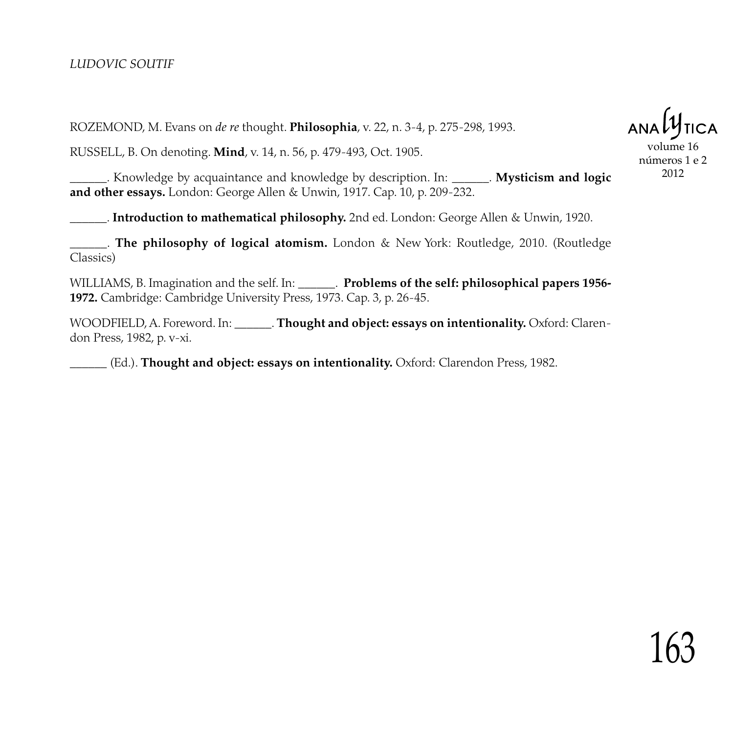ROZEMOND, M. Evans on *de re* thought. **Philosophia**, v. 22, n. 3-4, p. 275-298, 1993.

RUSSELL, B. On denoting. **Mind**, v. 14, n. 56, p. 479-493, Oct. 1905.

______. Knowledge by acquaintance and knowledge by description. In: ______. **Mysticism and logic and other essays.** London: George Allen & Unwin, 1917. Cap. 10, p. 209-232.

______. **Introduction to mathematical philosophy.** 2nd ed. London: George Allen & Unwin, 1920.

______. **The philosophy of logical atomism.** London & New York: Routledge, 2010. (Routledge Classics)

WILLIAMS, B. Imagination and the self. In: ______. **Problems of the self: philosophical papers 1956-1972.** Cambridge: Cambridge University Press, 1973. Cap. 3, p. 26-45.

WOODFIELD, A. Foreword. In: ______. **Thought and object: essays on intentionality.** Oxford: Clarendon Press, 1982, p. v-xi.

______ (Ed.). **Thought and object: essays on intentionality.** Oxford: Clarendon Press, 1982.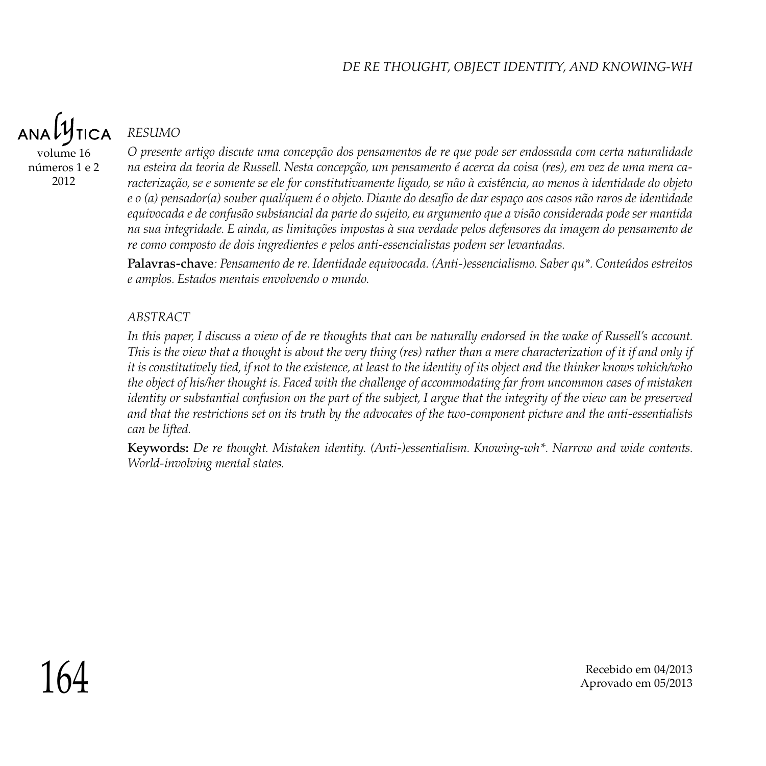*RESUMO*

*O presente artigo discute uma concepção dos pensamentos de re que pode ser endossada com certa naturalidade na esteira da teoria de Russell. Nesta concepção, um pensamento é acerca da coisa (res), em vez de uma mera caracterização, se e somente se ele for constitutivamente ligado, se não à existência, ao menos à identidade do objeto e o (a) pensador(a) souber qual/quem é o objeto. Diante do desafio de dar espaço aos casos não raros de identidade equivocada e de confusão substancial da parte do sujeito, eu argumento que a visão considerada pode ser mantida na sua integridade. E ainda, as limitações impostas à sua verdade pelos defensores da imagem do pensamento de re como composto de dois ingredientes e pelos anti-essencialistas podem ser levantadas.*

**Palavras-chave**: *Pensamento de re. Identidade equivocada. (Anti-)essencialismo. Saber qu*. Conteúdos estreitos e amplos. Estados mentais envolvendo o mundo.*

*ABSTRACT*

*In this paper, I discuss a view of de re thoughts that can be naturally endorsed in the wake of Russell's account. This is the view that a thought is about the very thing (res) rather than a mere characterization of it if and only if it is constitutively tied, if not to the existence, at least to the identity of its object and the thinker knows which/who the object of his/her thought is. Faced with the challenge of accommodating far from uncommon cases of mistaken identity or substantial confusion on the part of the subject, I argue that the integrity of the view can be preserved and that the restrictions set on its truth by the advocates of the two-component picture and the anti-essentialists can be lifted.*

**Keywords:** *De re thought. Mistaken identity. (Anti-)essentialism. Knowing-wh*. Narrow and wide contents. World-involving mental states.*

Recebido em 04/2013
Aprovado em 05/2013